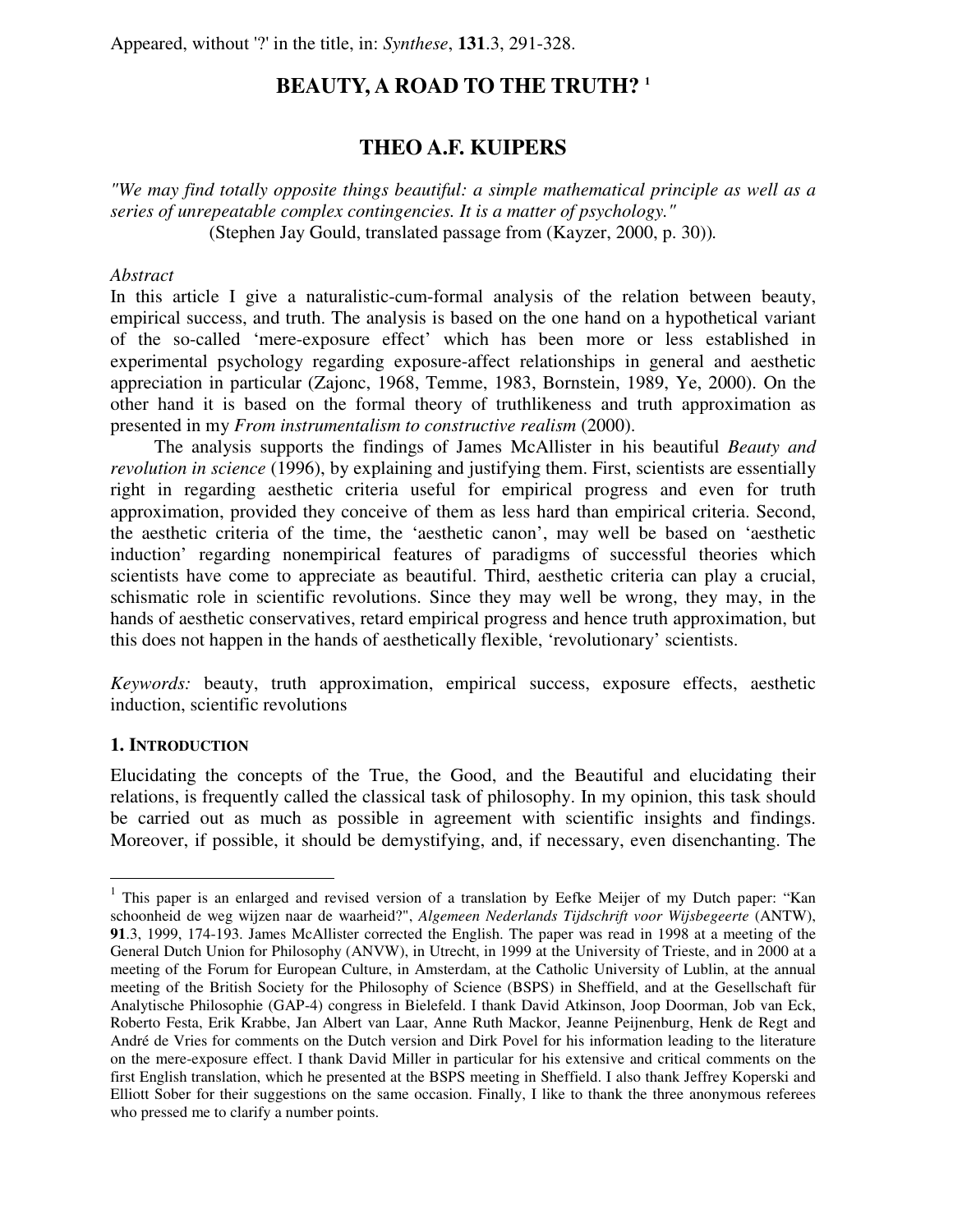Appeared, without '?' in the title, in: *Synthese*, **131**.3, 291-328.

# BEAUTY, A ROAD TO THE TRUTH? [1]

## THEO A.F. KUIPERS

*"We may find totally opposite things beautiful: a simple mathematical principle as well as a series of unrepeatable complex contingencies. It is a matter of psychology."*
(Stephen Jay Gould, translated passage from (Kayzer, 2000, p. 30)).

*Abstract*

In this article I give a naturalistic-cum-formal analysis of the relation between beauty, empirical success, and truth. The analysis is based on the one hand on a hypothetical variant of the so-called 'mere-exposure effect' which has been more or less established in experimental psychology regarding exposure-affect relationships in general and aesthetic appreciation in particular (Zajonc, 1968, Temme, 1983, Bornstein, 1989, Ye, 2000). On the other hand it is based on the formal theory of truthlikeness and truth approximation as presented in my *From instrumentalism to constructive realism* (2000).

The analysis supports the findings of James McAllister in his beautiful *Beauty and revolution in science* (1996), by explaining and justifying them. First, scientists are essentially right in regarding aesthetic criteria useful for empirical progress and even for truth approximation, provided they conceive of them as less hard than empirical criteria. Second, the aesthetic criteria of the time, the 'aesthetic canon', may well be based on 'aesthetic induction' regarding nonempirical features of paradigms of successful theories which scientists have come to appreciate as beautiful. Third, aesthetic criteria can play a crucial, schismatic role in scientific revolutions. Since they may well be wrong, they may, in the hands of aesthetic conservatives, retard empirical progress and hence truth approximation, but this does not happen in the hands of aesthetically flexible, 'revolutionary' scientists.

*Keywords:* beauty, truth approximation, empirical success, exposure effects, aesthetic induction, scientific revolutions

### 1. INTRODUCTION

Elucidating the concepts of the True, the Good, and the Beautiful and elucidating their relations, is frequently called the classical task of philosophy. In my opinion, this task should be carried out as much as possible in agreement with scientific insights and findings. Moreover, if possible, it should be demystifying, and, if necessary, even disenchanting. The

---

[1] This paper is an enlarged and revised version of a translation by Eefke Meijer of my Dutch paper: "Kan schoonheid de weg wijzen naar de waarheid?", *Algemeen Nederlands Tijdschrift voor Wijsbegeerte* (ANTW), **91**.3, 1999, 174-193. James McAllister corrected the English. The paper was read in 1998 at a meeting of the General Dutch Union for Philosophy (ANVW), in Utrecht, in 1999 at the University of Trieste, and in 2000 at a meeting of the Forum for European Culture, in Amsterdam, at the Catholic University of Lublin, at the annual meeting of the British Society for the Philosophy of Science (BSPS) in Sheffield, and at the Gesellschaft für Analytische Philosophie (GAP-4) congress in Bielefeld. I thank David Atkinson, Joop Doorman, Job van Eck, Roberto Festa, Erik Krabbe, Jan Albert van Laar, Anne Ruth Mackor, Jeanne Peijnenburg, Henk de Regt and André de Vries for comments on the Dutch version and Dirk Povel for his information leading to the literature on the mere-exposure effect. I thank David Miller in particular for his extensive and critical comments on the first English translation, which he presented at the BSPS meeting in Sheffield. I also thank Jeffrey Koperski and Elliott Sober for their suggestions on the same occasion. Finally, I like to thank the three anonymous referees who pressed me to clarify a number points.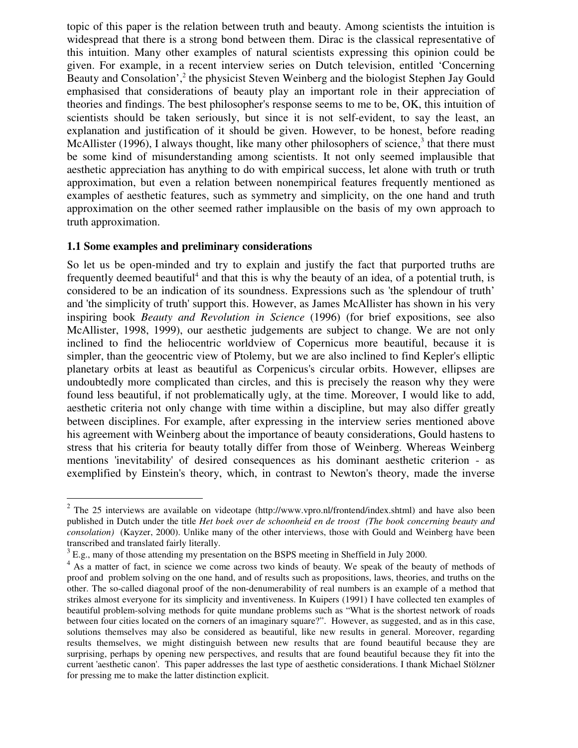topic of this paper is the relation between truth and beauty. Among scientists the intuition is widespread that there is a strong bond between them. Dirac is the classical representative of this intuition. Many other examples of natural scientists expressing this opinion could be given. For example, in a recent interview series on Dutch television, entitled 'Concerning Beauty and Consolation',[2] the physicist Steven Weinberg and the biologist Stephen Jay Gould emphasised that considerations of beauty play an important role in their appreciation of theories and findings. The best philosopher's response seems to me to be, OK, this intuition of scientists should be taken seriously, but since it is not self-evident, to say the least, an explanation and justification of it should be given. However, to be honest, before reading McAllister (1996), I always thought, like many other philosophers of science,[3] that there must be some kind of misunderstanding among scientists. It not only seemed implausible that aesthetic appreciation has anything to do with empirical success, let alone with truth or truth approximation, but even a relation between nonempirical features frequently mentioned as examples of aesthetic features, such as symmetry and simplicity, on the one hand and truth approximation on the other seemed rather implausible on the basis of my own approach to truth approximation.

### 1.1 Some examples and preliminary considerations

So let us be open-minded and try to explain and justify the fact that purported truths are frequently deemed beautiful[4] and that this is why the beauty of an idea, of a potential truth, is considered to be an indication of its soundness. Expressions such as 'the splendour of truth' and 'the simplicity of truth' support this. However, as James McAllister has shown in his very inspiring book *Beauty and Revolution in Science* (1996) (for brief expositions, see also McAllister, 1998, 1999), our aesthetic judgements are subject to change. We are not only inclined to find the heliocentric worldview of Copernicus more beautiful, because it is simpler, than the geocentric view of Ptolemy, but we are also inclined to find Kepler's elliptic planetary orbits at least as beautiful as Corpenicus's circular orbits. However, ellipses are undoubtedly more complicated than circles, and this is precisely the reason why they were found less beautiful, if not problematically ugly, at the time. Moreover, I would like to add, aesthetic criteria not only change with time within a discipline, but may also differ greatly between disciplines. For example, after expressing in the interview series mentioned above his agreement with Weinberg about the importance of beauty considerations, Gould hastens to stress that his criteria for beauty totally differ from those of Weinberg. Whereas Weinberg mentions 'inevitability' of desired consequences as his dominant aesthetic criterion - as exemplified by Einstein's theory, which, in contrast to Newton's theory, made the inverse

---

[2] The 25 interviews are available on videotape (http://www.vpro.nl/frontend/index.shtml) and have also been published in Dutch under the title *Het boek over de schoonheid en de troost (The book concerning beauty and consolation)* (Kayzer, 2000). Unlike many of the other interviews, those with Gould and Weinberg have been transcribed and translated fairly literally.

[3] E.g., many of those attending my presentation on the BSPS meeting in Sheffield in July 2000.

[4] As a matter of fact, in science we come across two kinds of beauty. We speak of the beauty of methods of proof and problem solving on the one hand, and of results such as propositions, laws, theories, and truths on the other. The so-called diagonal proof of the non-denumerability of real numbers is an example of a method that strikes almost everyone for its simplicity and inventiveness. In Kuipers (1991) I have collected ten examples of beautiful problem-solving methods for quite mundane problems such as "What is the shortest network of roads between four cities located on the corners of an imaginary square?". However, as suggested, and as in this case, solutions themselves may also be considered as beautiful, like new results in general. Moreover, regarding results themselves, we might distinguish between new results that are found beautiful because they are surprising, perhaps by opening new perspectives, and results that are found beautiful because they fit into the current 'aesthetic canon'. This paper addresses the last type of aesthetic considerations. I thank Michael Stölzner for pressing me to make the latter distinction explicit.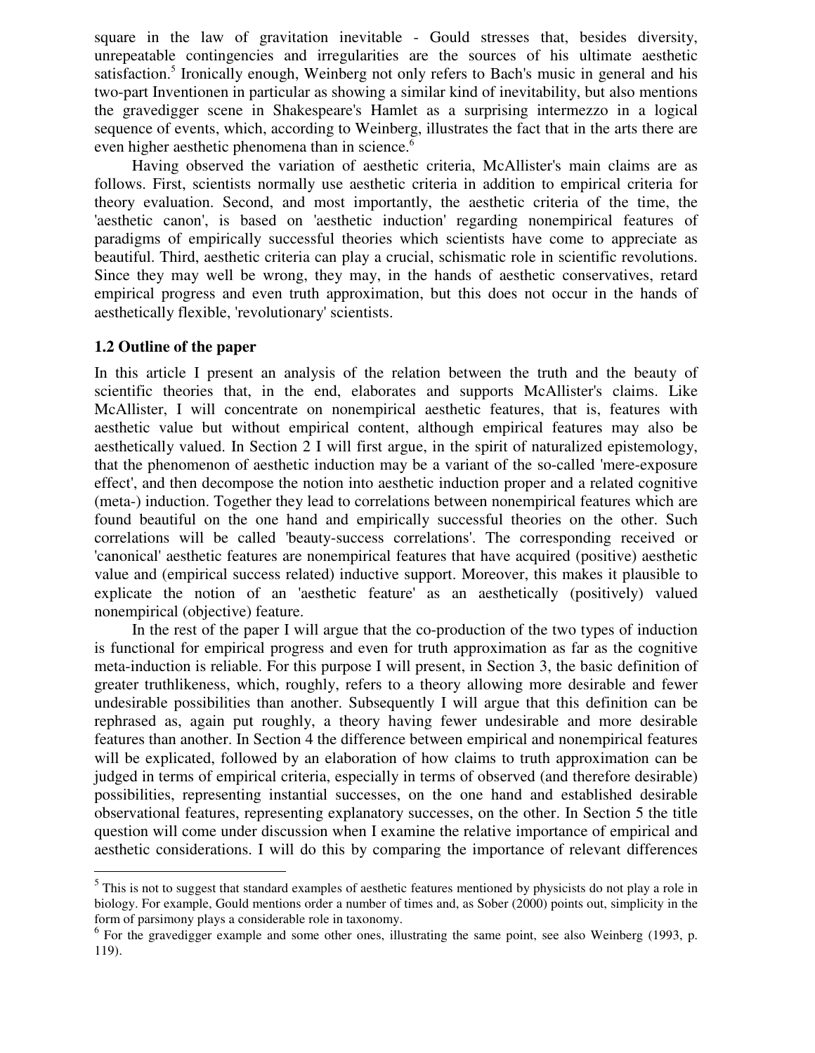square in the law of gravitation inevitable - Gould stresses that, besides diversity, unrepeatable contingencies and irregularities are the sources of his ultimate aesthetic satisfaction.[5] Ironically enough, Weinberg not only refers to Bach's music in general and his two-part Inventionen in particular as showing a similar kind of inevitability, but also mentions the gravedigger scene in Shakespeare's Hamlet as a surprising intermezzo in a logical sequence of events, which, according to Weinberg, illustrates the fact that in the arts there are even higher aesthetic phenomena than in science.[6]

Having observed the variation of aesthetic criteria, McAllister's main claims are as follows. First, scientists normally use aesthetic criteria in addition to empirical criteria for theory evaluation. Second, and most importantly, the aesthetic criteria of the time, the 'aesthetic canon', is based on 'aesthetic induction' regarding nonempirical features of paradigms of empirically successful theories which scientists have come to appreciate as beautiful. Third, aesthetic criteria can play a crucial, schismatic role in scientific revolutions. Since they may well be wrong, they may, in the hands of aesthetic conservatives, retard empirical progress and even truth approximation, but this does not occur in the hands of aesthetically flexible, 'revolutionary' scientists.

### 1.2 Outline of the paper

In this article I present an analysis of the relation between the truth and the beauty of scientific theories that, in the end, elaborates and supports McAllister's claims. Like McAllister, I will concentrate on nonempirical aesthetic features, that is, features with aesthetic value but without empirical content, although empirical features may also be aesthetically valued. In Section 2 I will first argue, in the spirit of naturalized epistemology, that the phenomenon of aesthetic induction may be a variant of the so-called 'mere-exposure effect', and then decompose the notion into aesthetic induction proper and a related cognitive (meta-) induction. Together they lead to correlations between nonempirical features which are found beautiful on the one hand and empirically successful theories on the other. Such correlations will be called 'beauty-success correlations'. The corresponding received or 'canonical' aesthetic features are nonempirical features that have acquired (positive) aesthetic value and (empirical success related) inductive support. Moreover, this makes it plausible to explicate the notion of an 'aesthetic feature' as an aesthetically (positively) valued nonempirical (objective) feature.

In the rest of the paper I will argue that the co-production of the two types of induction is functional for empirical progress and even for truth approximation as far as the cognitive meta-induction is reliable. For this purpose I will present, in Section 3, the basic definition of greater truthlikeness, which, roughly, refers to a theory allowing more desirable and fewer undesirable possibilities than another. Subsequently I will argue that this definition can be rephrased as, again put roughly, a theory having fewer undesirable and more desirable features than another. In Section 4 the difference between empirical and nonempirical features will be explicated, followed by an elaboration of how claims to truth approximation can be judged in terms of empirical criteria, especially in terms of observed (and therefore desirable) possibilities, representing instantial successes, on the one hand and established desirable observational features, representing explanatory successes, on the other. In Section 5 the title question will come under discussion when I examine the relative importance of empirical and aesthetic considerations. I will do this by comparing the importance of relevant differences

---

[5] This is not to suggest that standard examples of aesthetic features mentioned by physicists do not play a role in biology. For example, Gould mentions order a number of times and, as Sober (2000) points out, simplicity in the form of parsimony plays a considerable role in taxonomy.

[6] For the gravedigger example and some other ones, illustrating the same point, see also Weinberg (1993, p. 119).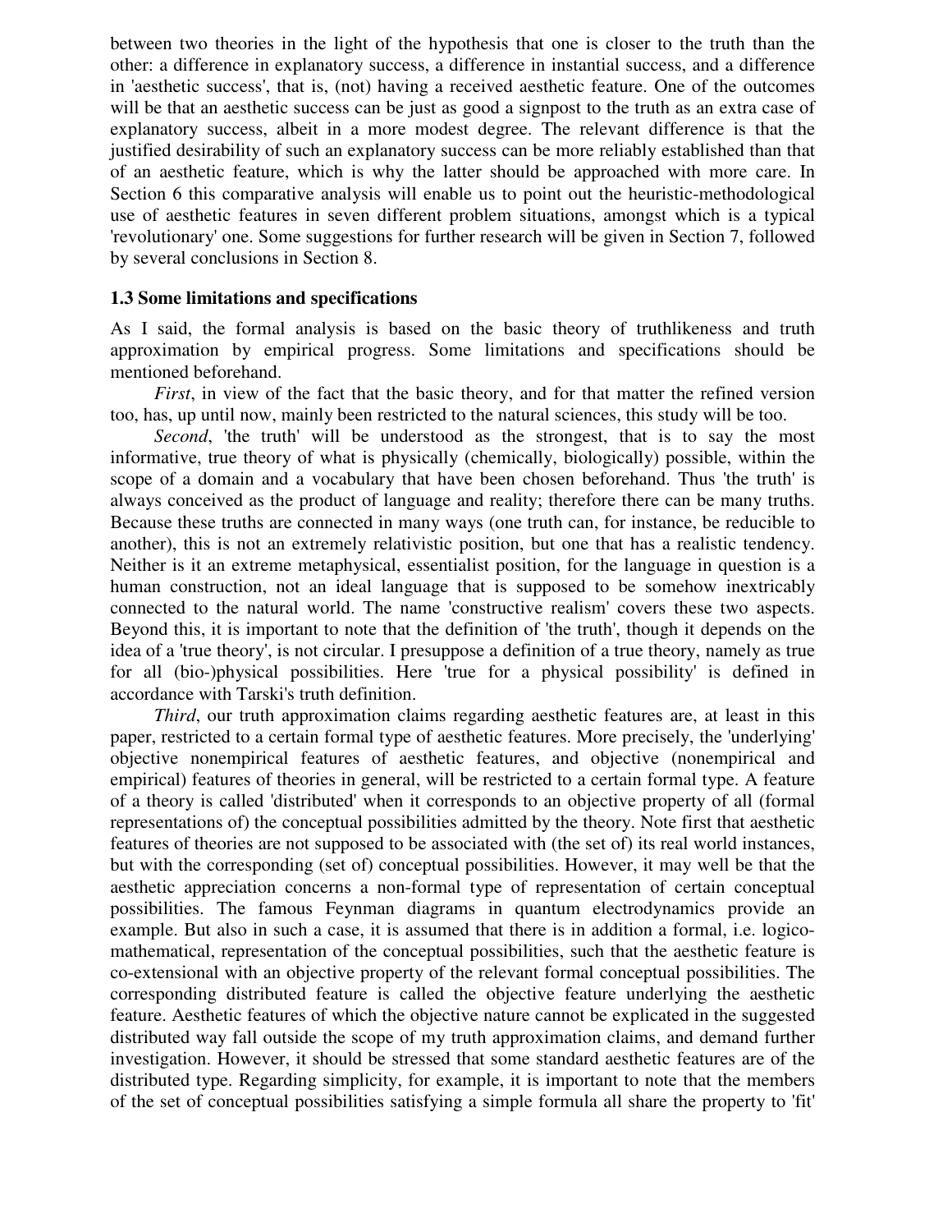between two theories in the light of the hypothesis that one is closer to the truth than the other: a difference in explanatory success, a difference in instantial success, and a difference in 'aesthetic success', that is, (not) having a received aesthetic feature. One of the outcomes will be that an aesthetic success can be just as good a signpost to the truth as an extra case of explanatory success, albeit in a more modest degree. The relevant difference is that the justified desirability of such an explanatory success can be more reliably established than that of an aesthetic feature, which is why the latter should be approached with more care. In Section 6 this comparative analysis will enable us to point out the heuristic-methodological use of aesthetic features in seven different problem situations, amongst which is a typical 'revolutionary' one. Some suggestions for further research will be given in Section 7, followed by several conclusions in Section 8.

### 1.3 Some limitations and specifications

As I said, the formal analysis is based on the basic theory of truthlikeness and truth approximation by empirical progress. Some limitations and specifications should be mentioned beforehand.

*First*, in view of the fact that the basic theory, and for that matter the refined version too, has, up until now, mainly been restricted to the natural sciences, this study will be too.

*Second*, 'the truth' will be understood as the strongest, that is to say the most informative, true theory of what is physically (chemically, biologically) possible, within the scope of a domain and a vocabulary that have been chosen beforehand. Thus 'the truth' is always conceived as the product of language and reality; therefore there can be many truths. Because these truths are connected in many ways (one truth can, for instance, be reducible to another), this is not an extremely relativistic position, but one that has a realistic tendency. Neither is it an extreme metaphysical, essentialist position, for the language in question is a human construction, not an ideal language that is supposed to be somehow inextricably connected to the natural world. The name 'constructive realism' covers these two aspects. Beyond this, it is important to note that the definition of 'the truth', though it depends on the idea of a 'true theory', is not circular. I presuppose a definition of a true theory, namely as true for all (bio-)physical possibilities. Here 'true for a physical possibility' is defined in accordance with Tarski's truth definition.

*Third*, our truth approximation claims regarding aesthetic features are, at least in this paper, restricted to a certain formal type of aesthetic features. More precisely, the 'underlying' objective nonempirical features of aesthetic features, and objective (nonempirical and empirical) features of theories in general, will be restricted to a certain formal type. A feature of a theory is called 'distributed' when it corresponds to an objective property of all (formal representations of) the conceptual possibilities admitted by the theory. Note first that aesthetic features of theories are not supposed to be associated with (the set of) its real world instances, but with the corresponding (set of) conceptual possibilities. However, it may well be that the aesthetic appreciation concerns a non-formal type of representation of certain conceptual possibilities. The famous Feynman diagrams in quantum electrodynamics provide an example. But also in such a case, it is assumed that there is in addition a formal, i.e. logico-mathematical, representation of the conceptual possibilities, such that the aesthetic feature is co-extensional with an objective property of the relevant formal conceptual possibilities. The corresponding distributed feature is called the objective feature underlying the aesthetic feature. Aesthetic features of which the objective nature cannot be explicated in the suggested distributed way fall outside the scope of my truth approximation claims, and demand further investigation. However, it should be stressed that some standard aesthetic features are of the distributed type. Regarding simplicity, for example, it is important to note that the members of the set of conceptual possibilities satisfying a simple formula all share the property to 'fit'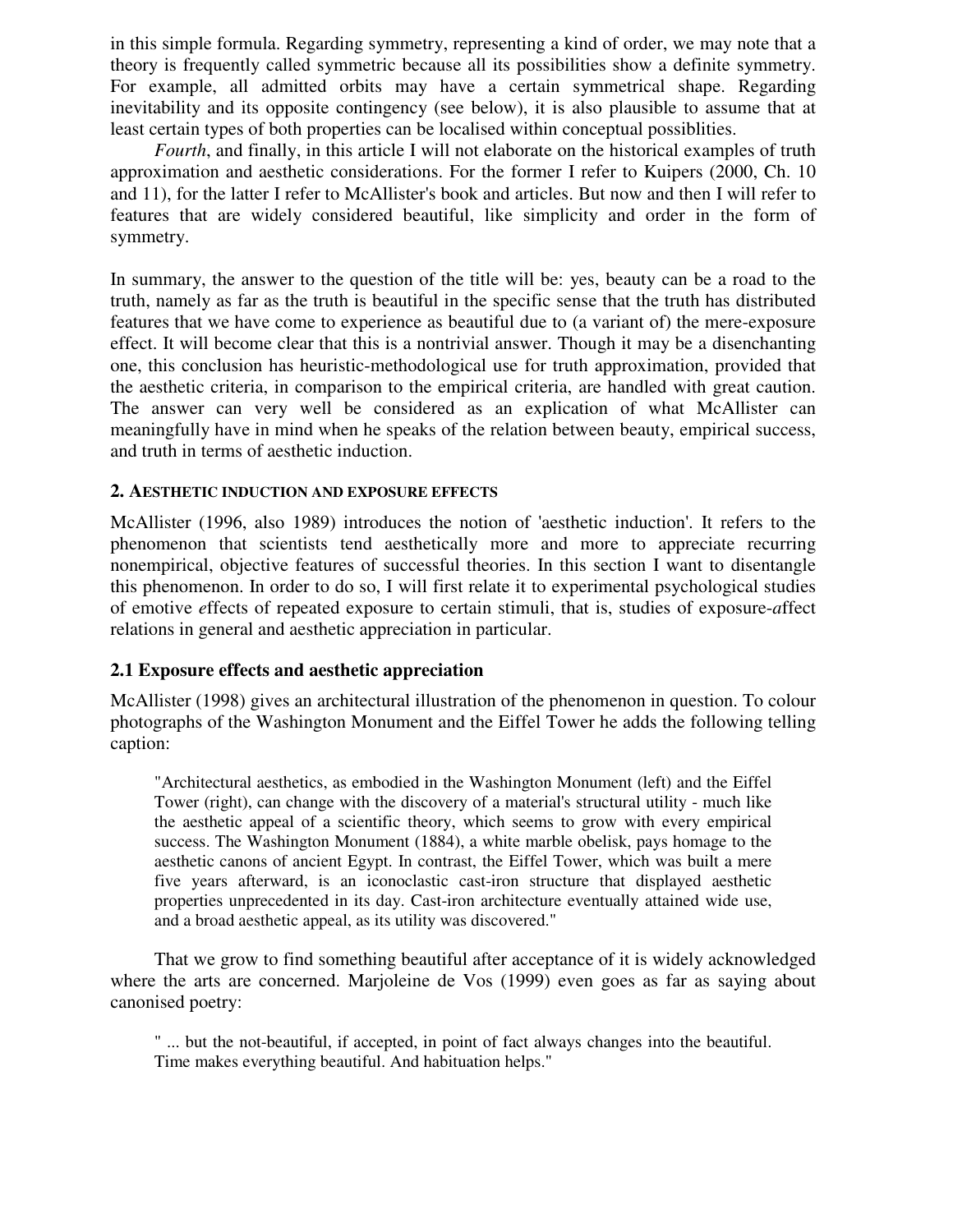in this simple formula. Regarding symmetry, representing a kind of order, we may note that a theory is frequently called symmetric because all its possibilities show a definite symmetry. For example, all admitted orbits may have a certain symmetrical shape. Regarding inevitability and its opposite contingency (see below), it is also plausible to assume that at least certain types of both properties can be localised within conceptual possiblities.

*Fourth*, and finally, in this article I will not elaborate on the historical examples of truth approximation and aesthetic considerations. For the former I refer to Kuipers (2000, Ch. 10 and 11), for the latter I refer to McAllister's book and articles. But now and then I will refer to features that are widely considered beautiful, like simplicity and order in the form of symmetry.

In summary, the answer to the question of the title will be: yes, beauty can be a road to the truth, namely as far as the truth is beautiful in the specific sense that the truth has distributed features that we have come to experience as beautiful due to (a variant of) the mere-exposure effect. It will become clear that this is a nontrivial answer. Though it may be a disenchanting one, this conclusion has heuristic-methodological use for truth approximation, provided that the aesthetic criteria, in comparison to the empirical criteria, are handled with great caution. The answer can very well be considered as an explication of what McAllister can meaningfully have in mind when he speaks of the relation between beauty, empirical success, and truth in terms of aesthetic induction.

## 2. AESTHETIC INDUCTION AND EXPOSURE EFFECTS

McAllister (1996, also 1989) introduces the notion of 'aesthetic induction'. It refers to the phenomenon that scientists tend aesthetically more and more to appreciate recurring nonempirical, objective features of successful theories. In this section I want to disentangle this phenomenon. In order to do so, I will first relate it to experimental psychological studies of emotive *e*ffects of repeated exposure to certain stimuli, that is, studies of exposure-*a*ffect relations in general and aesthetic appreciation in particular.

### 2.1 Exposure effects and aesthetic appreciation

McAllister (1998) gives an architectural illustration of the phenomenon in question. To colour photographs of the Washington Monument and the Eiffel Tower he adds the following telling caption:

> "Architectural aesthetics, as embodied in the Washington Monument (left) and the Eiffel Tower (right), can change with the discovery of a material's structural utility - much like the aesthetic appeal of a scientific theory, which seems to grow with every empirical success. The Washington Monument (1884), a white marble obelisk, pays homage to the aesthetic canons of ancient Egypt. In contrast, the Eiffel Tower, which was built a mere five years afterward, is an iconoclastic cast-iron structure that displayed aesthetic properties unprecedented in its day. Cast-iron architecture eventually attained wide use, and a broad aesthetic appeal, as its utility was discovered."

That we grow to find something beautiful after acceptance of it is widely acknowledged where the arts are concerned. Marjoleine de Vos (1999) even goes as far as saying about canonised poetry:

> " ... but the not-beautiful, if accepted, in point of fact always changes into the beautiful. Time makes everything beautiful. And habituation helps."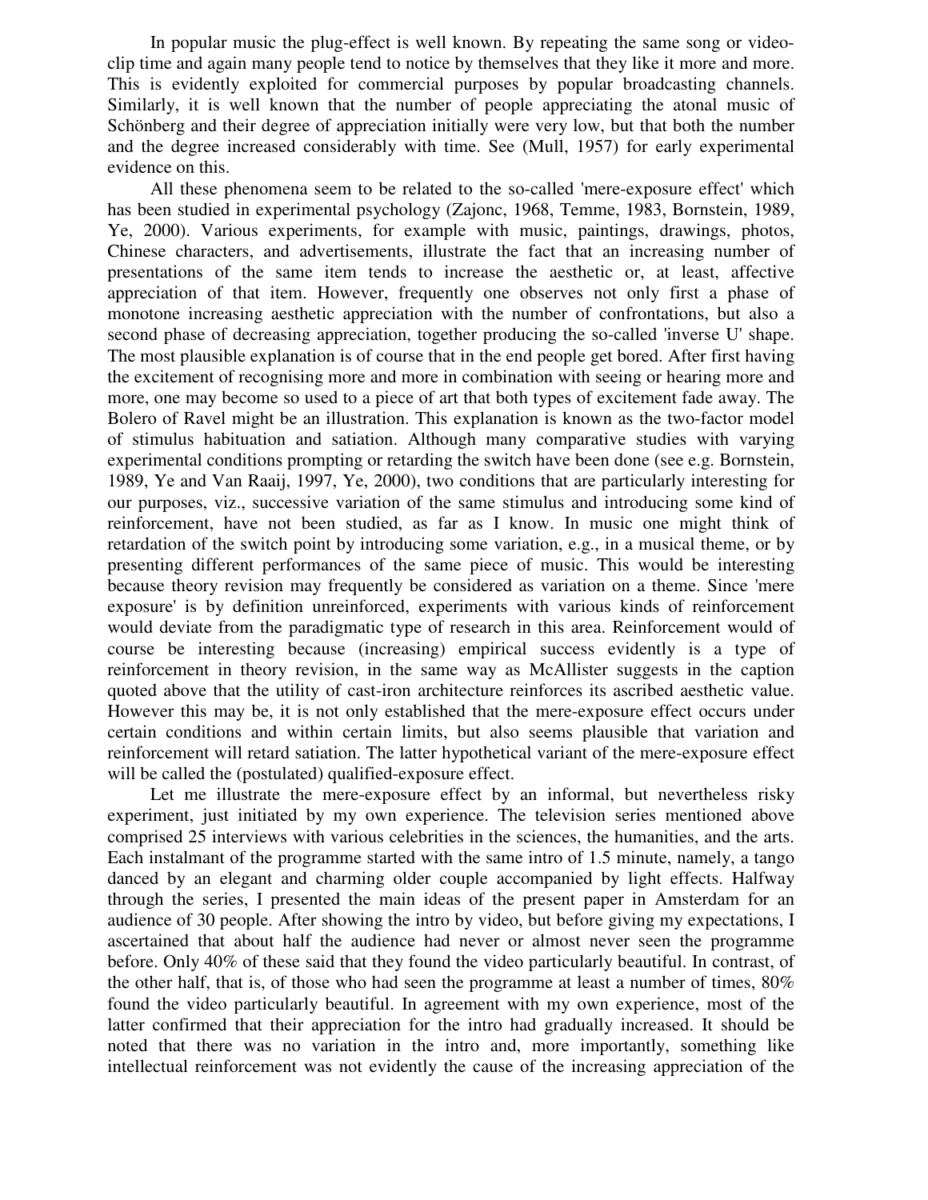In popular music the plug-effect is well known. By repeating the same song or video-clip time and again many people tend to notice by themselves that they like it more and more. This is evidently exploited for commercial purposes by popular broadcasting channels. Similarly, it is well known that the number of people appreciating the atonal music of Schönberg and their degree of appreciation initially were very low, but that both the number and the degree increased considerably with time. See (Mull, 1957) for early experimental evidence on this.

All these phenomena seem to be related to the so-called 'mere-exposure effect' which has been studied in experimental psychology (Zajonc, 1968, Temme, 1983, Bornstein, 1989, Ye, 2000). Various experiments, for example with music, paintings, drawings, photos, Chinese characters, and advertisements, illustrate the fact that an increasing number of presentations of the same item tends to increase the aesthetic or, at least, affective appreciation of that item. However, frequently one observes not only first a phase of monotone increasing aesthetic appreciation with the number of confrontations, but also a second phase of decreasing appreciation, together producing the so-called 'inverse U' shape. The most plausible explanation is of course that in the end people get bored. After first having the excitement of recognising more and more in combination with seeing or hearing more and more, one may become so used to a piece of art that both types of excitement fade away. The Bolero of Ravel might be an illustration. This explanation is known as the two-factor model of stimulus habituation and satiation. Although many comparative studies with varying experimental conditions prompting or retarding the switch have been done (see e.g. Bornstein, 1989, Ye and Van Raaij, 1997, Ye, 2000), two conditions that are particularly interesting for our purposes, viz., successive variation of the same stimulus and introducing some kind of reinforcement, have not been studied, as far as I know. In music one might think of retardation of the switch point by introducing some variation, e.g., in a musical theme, or by presenting different performances of the same piece of music. This would be interesting because theory revision may frequently be considered as variation on a theme. Since 'mere exposure' is by definition unreinforced, experiments with various kinds of reinforcement would deviate from the paradigmatic type of research in this area. Reinforcement would of course be interesting because (increasing) empirical success evidently is a type of reinforcement in theory revision, in the same way as McAllister suggests in the caption quoted above that the utility of cast-iron architecture reinforces its ascribed aesthetic value. However this may be, it is not only established that the mere-exposure effect occurs under certain conditions and within certain limits, but also seems plausible that variation and reinforcement will retard satiation. The latter hypothetical variant of the mere-exposure effect will be called the (postulated) qualified-exposure effect.

Let me illustrate the mere-exposure effect by an informal, but nevertheless risky experiment, just initiated by my own experience. The television series mentioned above comprised 25 interviews with various celebrities in the sciences, the humanities, and the arts. Each instalmant of the programme started with the same intro of 1.5 minute, namely, a tango danced by an elegant and charming older couple accompanied by light effects. Halfway through the series, I presented the main ideas of the present paper in Amsterdam for an audience of 30 people. After showing the intro by video, but before giving my expectations, I ascertained that about half the audience had never or almost never seen the programme before. Only 40% of these said that they found the video particularly beautiful. In contrast, of the other half, that is, of those who had seen the programme at least a number of times, 80% found the video particularly beautiful. In agreement with my own experience, most of the latter confirmed that their appreciation for the intro had gradually increased. It should be noted that there was no variation in the intro and, more importantly, something like intellectual reinforcement was not evidently the cause of the increasing appreciation of the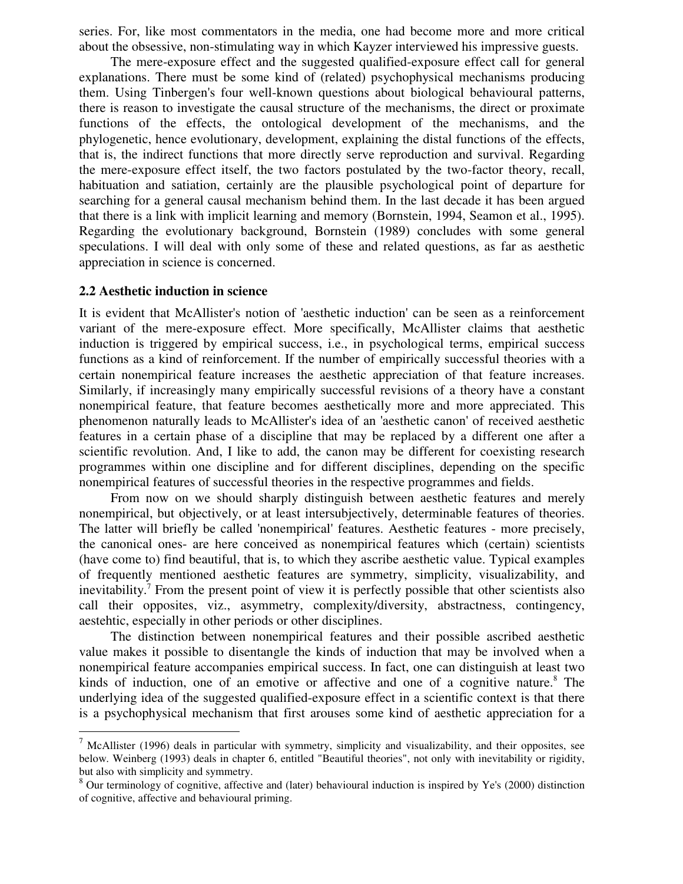series. For, like most commentators in the media, one had become more and more critical about the obsessive, non-stimulating way in which Kayzer interviewed his impressive guests.

The mere-exposure effect and the suggested qualified-exposure effect call for general explanations. There must be some kind of (related) psychophysical mechanisms producing them. Using Tinbergen's four well-known questions about biological behavioural patterns, there is reason to investigate the causal structure of the mechanisms, the direct or proximate functions of the effects, the ontological development of the mechanisms, and the phylogenetic, hence evolutionary, development, explaining the distal functions of the effects, that is, the indirect functions that more directly serve reproduction and survival. Regarding the mere-exposure effect itself, the two factors postulated by the two-factor theory, recall, habituation and satiation, certainly are the plausible psychological point of departure for searching for a general causal mechanism behind them. In the last decade it has been argued that there is a link with implicit learning and memory (Bornstein, 1994, Seamon et al., 1995). Regarding the evolutionary background, Bornstein (1989) concludes with some general speculations. I will deal with only some of these and related questions, as far as aesthetic appreciation in science is concerned.

## 2.2 Aesthetic induction in science

It is evident that McAllister's notion of 'aesthetic induction' can be seen as a reinforcement variant of the mere-exposure effect. More specifically, McAllister claims that aesthetic induction is triggered by empirical success, i.e., in psychological terms, empirical success functions as a kind of reinforcement. If the number of empirically successful theories with a certain nonempirical feature increases the aesthetic appreciation of that feature increases. Similarly, if increasingly many empirically successful revisions of a theory have a constant nonempirical feature, that feature becomes aesthetically more and more appreciated. This phenomenon naturally leads to McAllister's idea of an 'aesthetic canon' of received aesthetic features in a certain phase of a discipline that may be replaced by a different one after a scientific revolution. And, I like to add, the canon may be different for coexisting research programmes within one discipline and for different disciplines, depending on the specific nonempirical features of successful theories in the respective programmes and fields.

From now on we should sharply distinguish between aesthetic features and merely nonempirical, but objectively, or at least intersubjectively, determinable features of theories. The latter will briefly be called 'nonempirical' features. Aesthetic features - more precisely, the canonical ones- are here conceived as nonempirical features which (certain) scientists (have come to) find beautiful, that is, to which they ascribe aesthetic value. Typical examples of frequently mentioned aesthetic features are symmetry, simplicity, visualizability, and inevitability.[7] From the present point of view it is perfectly possible that other scientists also call their opposites, viz., asymmetry, complexity/diversity, abstractness, contingency, aestehtic, especially in other periods or other disciplines.

The distinction between nonempirical features and their possible ascribed aesthetic value makes it possible to disentangle the kinds of induction that may be involved when a nonempirical feature accompanies empirical success. In fact, one can distinguish at least two kinds of induction, one of an emotive or affective and one of a cognitive nature.[8] The underlying idea of the suggested qualified-exposure effect in a scientific context is that there is a psychophysical mechanism that first arouses some kind of aesthetic appreciation for a

---

[7] McAllister (1996) deals in particular with symmetry, simplicity and visualizability, and their opposites, see below. Weinberg (1993) deals in chapter 6, entitled "Beautiful theories", not only with inevitability or rigidity, but also with simplicity and symmetry.

[8] Our terminology of cognitive, affective and (later) behavioural induction is inspired by Ye's (2000) distinction of cognitive, affective and behavioural priming.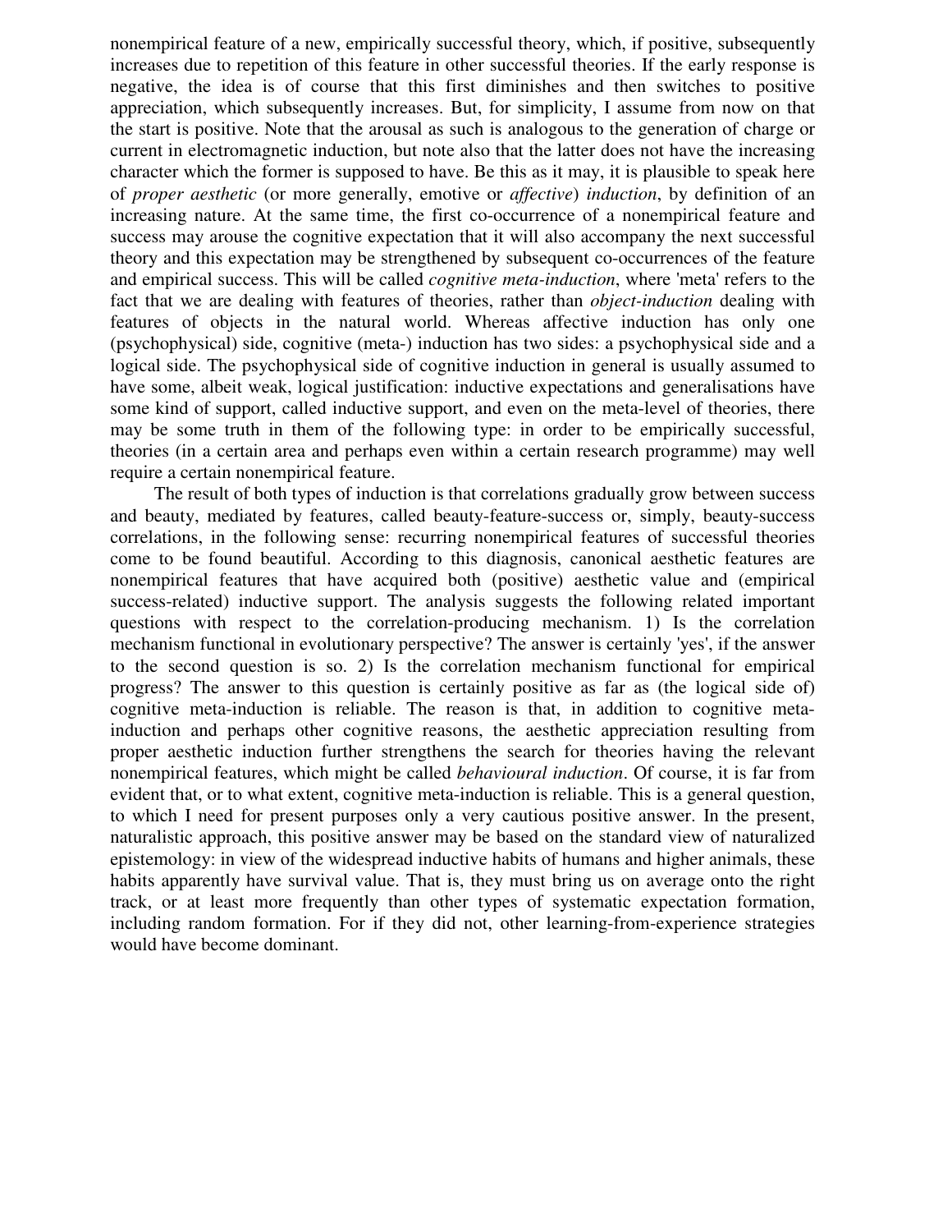nonempirical feature of a new, empirically successful theory, which, if positive, subsequently increases due to repetition of this feature in other successful theories. If the early response is negative, the idea is of course that this first diminishes and then switches to positive appreciation, which subsequently increases. But, for simplicity, I assume from now on that the start is positive. Note that the arousal as such is analogous to the generation of charge or current in electromagnetic induction, but note also that the latter does not have the increasing character which the former is supposed to have. Be this as it may, it is plausible to speak here of *proper aesthetic* (or more generally, emotive or *affective*) *induction*, by definition of an increasing nature. At the same time, the first co-occurrence of a nonempirical feature and success may arouse the cognitive expectation that it will also accompany the next successful theory and this expectation may be strengthened by subsequent co-occurrences of the feature and empirical success. This will be called *cognitive meta-induction*, where 'meta' refers to the fact that we are dealing with features of theories, rather than *object-induction* dealing with features of objects in the natural world. Whereas affective induction has only one (psychophysical) side, cognitive (meta-) induction has two sides: a psychophysical side and a logical side. The psychophysical side of cognitive induction in general is usually assumed to have some, albeit weak, logical justification: inductive expectations and generalisations have some kind of support, called inductive support, and even on the meta-level of theories, there may be some truth in them of the following type: in order to be empirically successful, theories (in a certain area and perhaps even within a certain research programme) may well require a certain nonempirical feature.

The result of both types of induction is that correlations gradually grow between success and beauty, mediated by features, called beauty-feature-success or, simply, beauty-success correlations, in the following sense: recurring nonempirical features of successful theories come to be found beautiful. According to this diagnosis, canonical aesthetic features are nonempirical features that have acquired both (positive) aesthetic value and (empirical success-related) inductive support. The analysis suggests the following related important questions with respect to the correlation-producing mechanism. 1) Is the correlation mechanism functional in evolutionary perspective? The answer is certainly 'yes', if the answer to the second question is so. 2) Is the correlation mechanism functional for empirical progress? The answer to this question is certainly positive as far as (the logical side of) cognitive meta-induction is reliable. The reason is that, in addition to cognitive meta-induction and perhaps other cognitive reasons, the aesthetic appreciation resulting from proper aesthetic induction further strengthens the search for theories having the relevant nonempirical features, which might be called *behavioural induction*. Of course, it is far from evident that, or to what extent, cognitive meta-induction is reliable. This is a general question, to which I need for present purposes only a very cautious positive answer. In the present, naturalistic approach, this positive answer may be based on the standard view of naturalized epistemology: in view of the widespread inductive habits of humans and higher animals, these habits apparently have survival value. That is, they must bring us on average onto the right track, or at least more frequently than other types of systematic expectation formation, including random formation. For if they did not, other learning-from-experience strategies would have become dominant.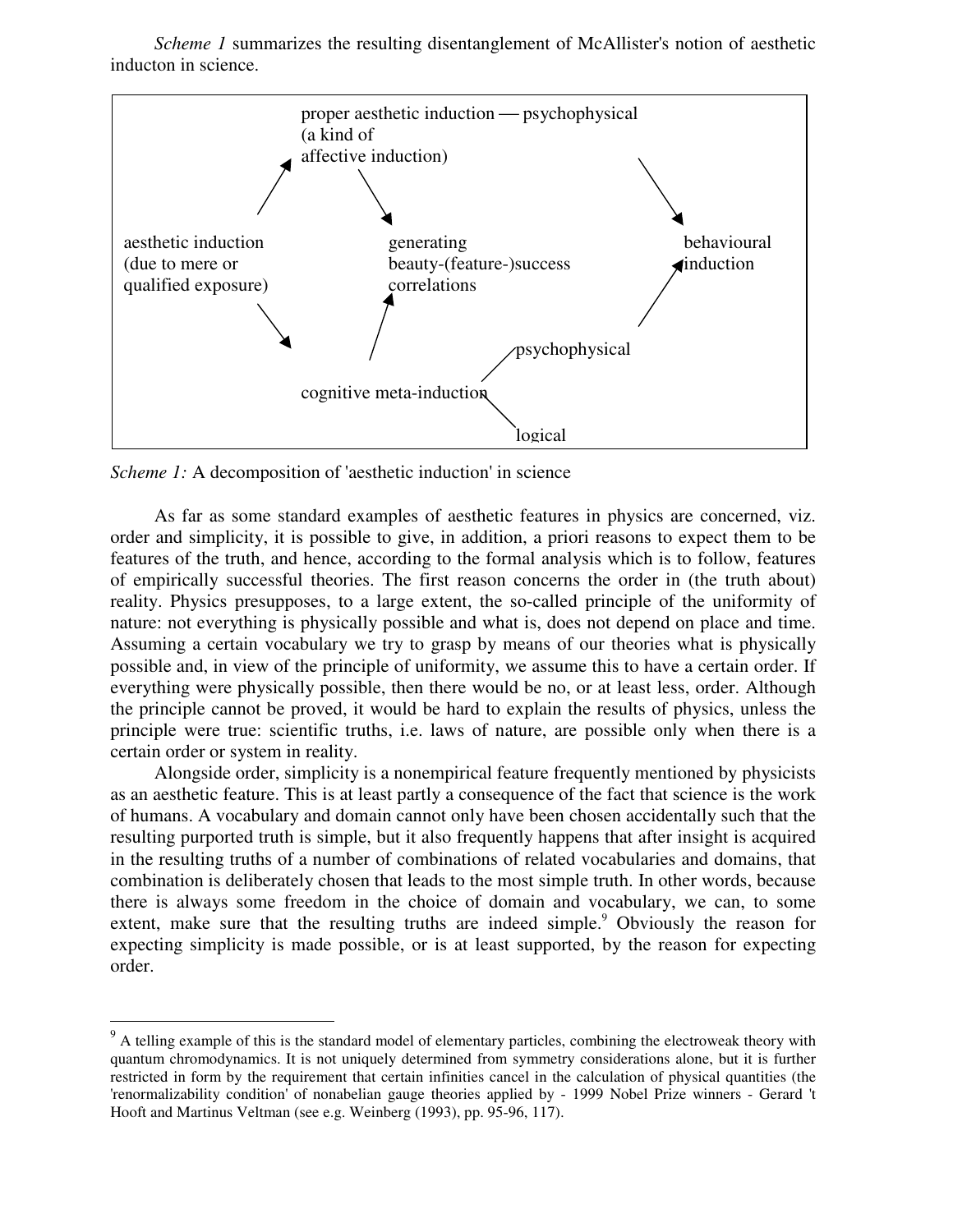*Scheme 1* summarizes the resulting disentanglement of McAllister's notion of aesthetic inducton in science.

proper aesthetic induction — psychophysical
(a kind of
affective induction)

aesthetic induction
(due to mere or
qualified exposure)

generating
beauty-(feature-)success
correlations

behavioural
induction

psychophysical

cognitive meta-induction

logical

*Scheme 1:* A decomposition of 'aesthetic induction' in science

As far as some standard examples of aesthetic features in physics are concerned, viz. order and simplicity, it is possible to give, in addition, a priori reasons to expect them to be features of the truth, and hence, according to the formal analysis which is to follow, features of empirically successful theories. The first reason concerns the order in (the truth about) reality. Physics presupposes, to a large extent, the so-called principle of the uniformity of nature: not everything is physically possible and what is, does not depend on place and time. Assuming a certain vocabulary we try to grasp by means of our theories what is physically possible and, in view of the principle of uniformity, we assume this to have a certain order. If everything were physically possible, then there would be no, or at least less, order. Although the principle cannot be proved, it would be hard to explain the results of physics, unless the principle were true: scientific truths, i.e. laws of nature, are possible only when there is a certain order or system in reality.

Alongside order, simplicity is a nonempirical feature frequently mentioned by physicists as an aesthetic feature. This is at least partly a consequence of the fact that science is the work of humans. A vocabulary and domain cannot only have been chosen accidentally such that the resulting purported truth is simple, but it also frequently happens that after insight is acquired in the resulting truths of a number of combinations of related vocabularies and domains, that combination is deliberately chosen that leads to the most simple truth. In other words, because there is always some freedom in the choice of domain and vocabulary, we can, to some extent, make sure that the resulting truths are indeed simple.[9] Obviously the reason for expecting simplicity is made possible, or is at least supported, by the reason for expecting order.

---

[9] A telling example of this is the standard model of elementary particles, combining the electroweak theory with quantum chromodynamics. It is not uniquely determined from symmetry considerations alone, but it is further restricted in form by the requirement that certain infinities cancel in the calculation of physical quantities (the 'renormalizability condition' of nonabelian gauge theories applied by - 1999 Nobel Prize winners - Gerard 't Hooft and Martinus Veltman (see e.g. Weinberg (1993), pp. 95-96, 117).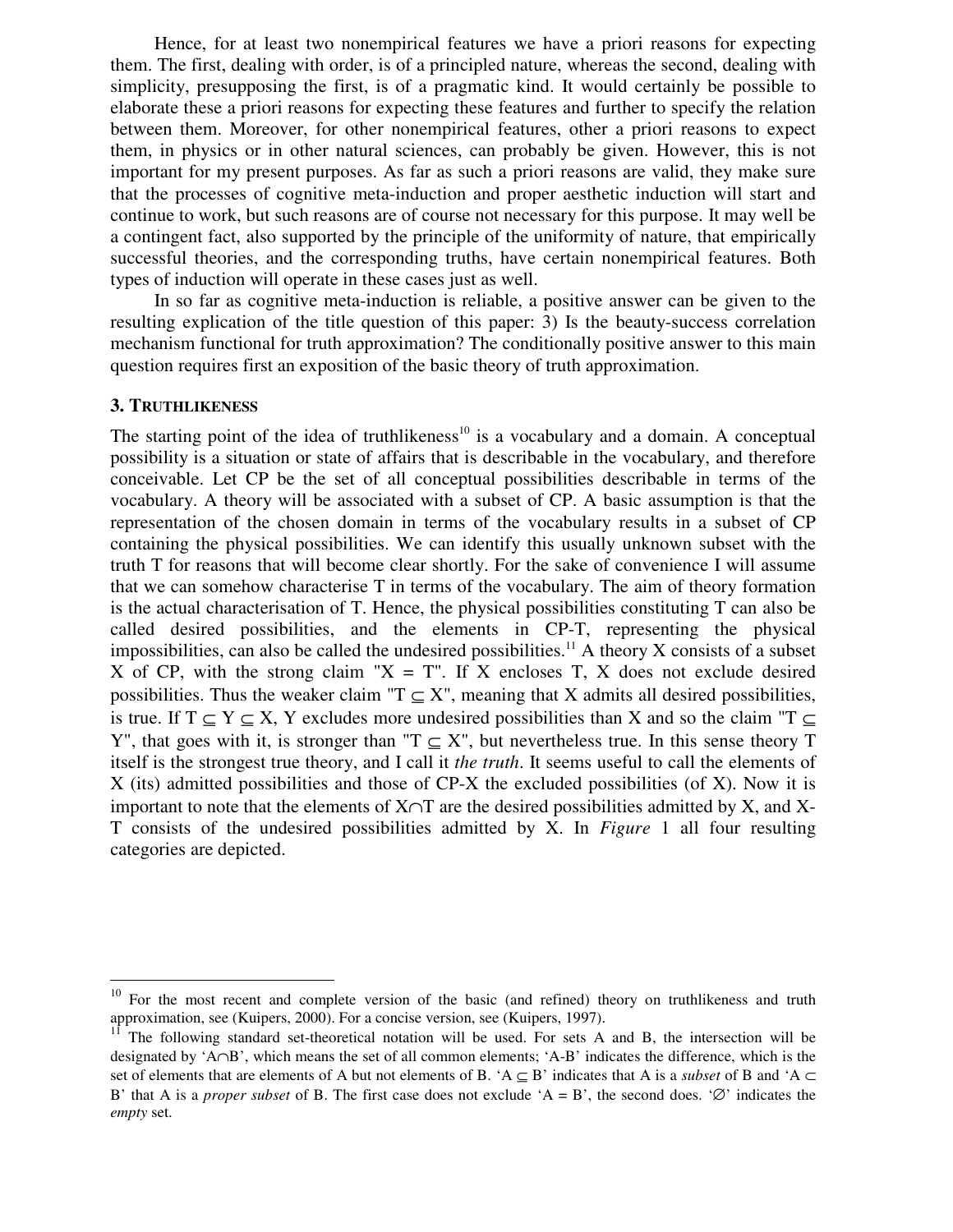Hence, for at least two nonempirical features we have a priori reasons for expecting them. The first, dealing with order, is of a principled nature, whereas the second, dealing with simplicity, presupposing the first, is of a pragmatic kind. It would certainly be possible to elaborate these a priori reasons for expecting these features and further to specify the relation between them. Moreover, for other nonempirical features, other a priori reasons to expect them, in physics or in other natural sciences, can probably be given. However, this is not important for my present purposes. As far as such a priori reasons are valid, they make sure that the processes of cognitive meta-induction and proper aesthetic induction will start and continue to work, but such reasons are of course not necessary for this purpose. It may well be a contingent fact, also supported by the principle of the uniformity of nature, that empirically successful theories, and the corresponding truths, have certain nonempirical features. Both types of induction will operate in these cases just as well.

In so far as cognitive meta-induction is reliable, a positive answer can be given to the resulting explication of the title question of this paper: 3) Is the beauty-success correlation mechanism functional for truth approximation? The conditionally positive answer to this main question requires first an exposition of the basic theory of truth approximation.

### 3. Truthlikeness

The starting point of the idea of truthlikeness[10] is a vocabulary and a domain. A conceptual possibility is a situation or state of affairs that is describable in the vocabulary, and therefore conceivable. Let CP be the set of all conceptual possibilities describable in terms of the vocabulary. A theory will be associated with a subset of CP. A basic assumption is that the representation of the chosen domain in terms of the vocabulary results in a subset of CP containing the physical possibilities. We can identify this usually unknown subset with the truth T for reasons that will become clear shortly. For the sake of convenience I will assume that we can somehow characterise T in terms of the vocabulary. The aim of theory formation is the actual characterisation of T. Hence, the physical possibilities constituting T can also be called desired possibilities, and the elements in CP-T, representing the physical impossibilities, can also be called the undesired possibilities.[11] A theory X consists of a subset X of CP, with the strong claim "X = T". If X encloses T, X does not exclude desired possibilities. Thus the weaker claim "$T \subseteq X$", meaning that X admits all desired possibilities, is true. If $T \subseteq Y \subseteq X$, Y excludes more undesired possibilities than X and so the claim "$T \subseteq Y$", that goes with it, is stronger than "$T \subseteq X$", but nevertheless true. In this sense theory T itself is the strongest true theory, and I call it *the truth*. It seems useful to call the elements of X (its) admitted possibilities and those of CP-X the excluded possibilities (of X). Now it is important to note that the elements of $X \cap T$ are the desired possibilities admitted by X, and X-T consists of the undesired possibilities admitted by X. In *Figure* 1 all four resulting categories are depicted.

---

[10] For the most recent and complete version of the basic (and refined) theory on truthlikeness and truth approximation, see (Kuipers, 2000). For a concise version, see (Kuipers, 1997).

[11] The following standard set-theoretical notation will be used. For sets A and B, the intersection will be designated by '$A \cap B$', which means the set of all common elements; 'A-B' indicates the difference, which is the set of elements that are elements of A but not elements of B. '$A \subseteq B$' indicates that A is a *subset* of B and '$A \subset B$' that A is a *proper subset* of B. The first case does not exclude 'A = B', the second does. '$\varnothing$' indicates the *empty* set.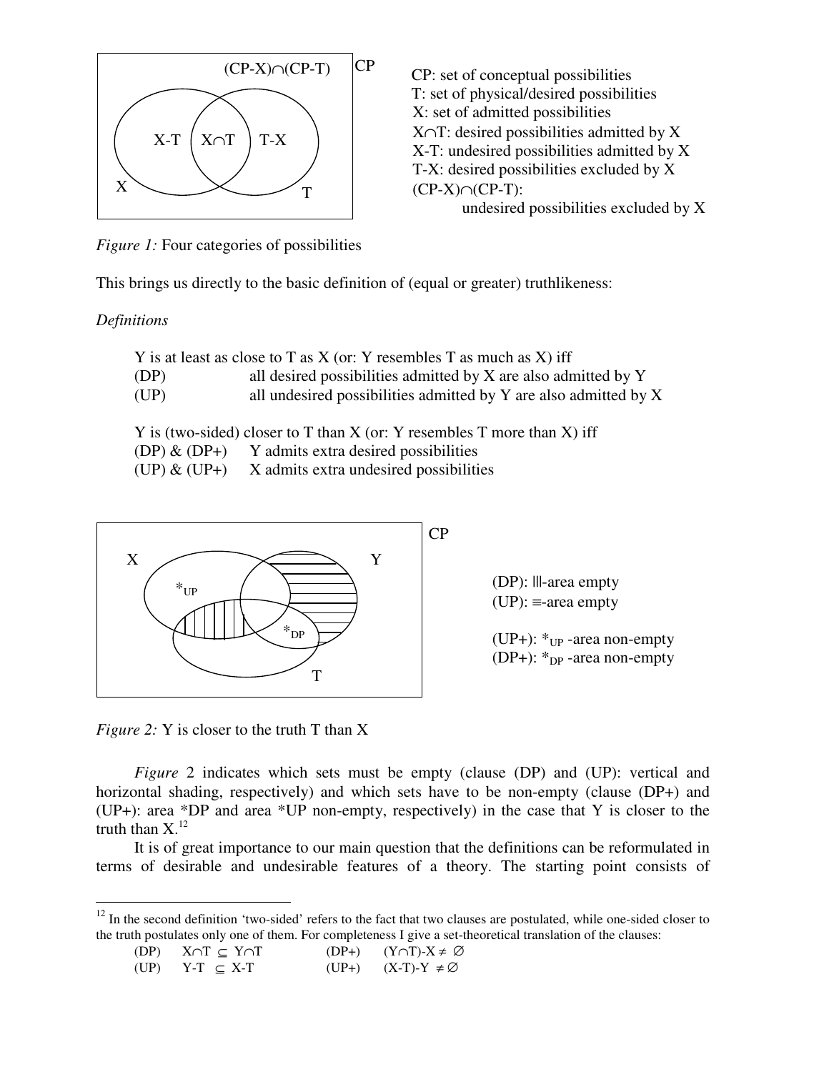CP: set of conceptual possibilities
T: set of physical/desired possibilities
X: set of admitted possibilities
$X \cap T$: desired possibilities admitted by X
X-T: undesired possibilities admitted by X
T-X: desired possibilities excluded by X
$(CP-X) \cap (CP-T)$:
undesired possibilities excluded by X

*Figure 1:* Four categories of possibilities

This brings us directly to the basic definition of (equal or greater) truthlikeness:

*Definitions*

Y is at least as close to T as X (or: Y resembles T as much as X) iff
(DP) all desired possibilities admitted by X are also admitted by Y
(UP) all undesired possibilities admitted by Y are also admitted by X

Y is (two-sided) closer to T than X (or: Y resembles T more than X) iff
(DP) & (DP+) Y admits extra desired possibilities
(UP) & (UP+) X admits extra undesired possibilities

(DP): |||-area empty
(UP): ≡-area empty

(UP+): $*_{UP}$ -area non-empty
(DP+): $*_{DP}$ -area non-empty

*Figure 2:* Y is closer to the truth T than X

*Figure* 2 indicates which sets must be empty (clause (DP) and (UP): vertical and horizontal shading, respectively) and which sets have to be non-empty (clause (DP+) and (UP+): area *DP and area *UP non-empty, respectively) in the case that Y is closer to the truth than X.[12]

It is of great importance to our main question that the definitions can be reformulated in terms of desirable and undesirable features of a theory. The starting point consists of

---

[12] In the second definition 'two-sided' refers to the fact that two clauses are postulated, while one-sided closer to the truth postulates only one of them. For completeness I give a set-theoretical translation of the clauses:

(DP) $X \cap T \subseteq Y \cap T$ (DP+) $(Y \cap T)-X \neq \varnothing$
(UP) $Y-T \subseteq X-T$ (UP+) $(X-T)-Y \neq \varnothing$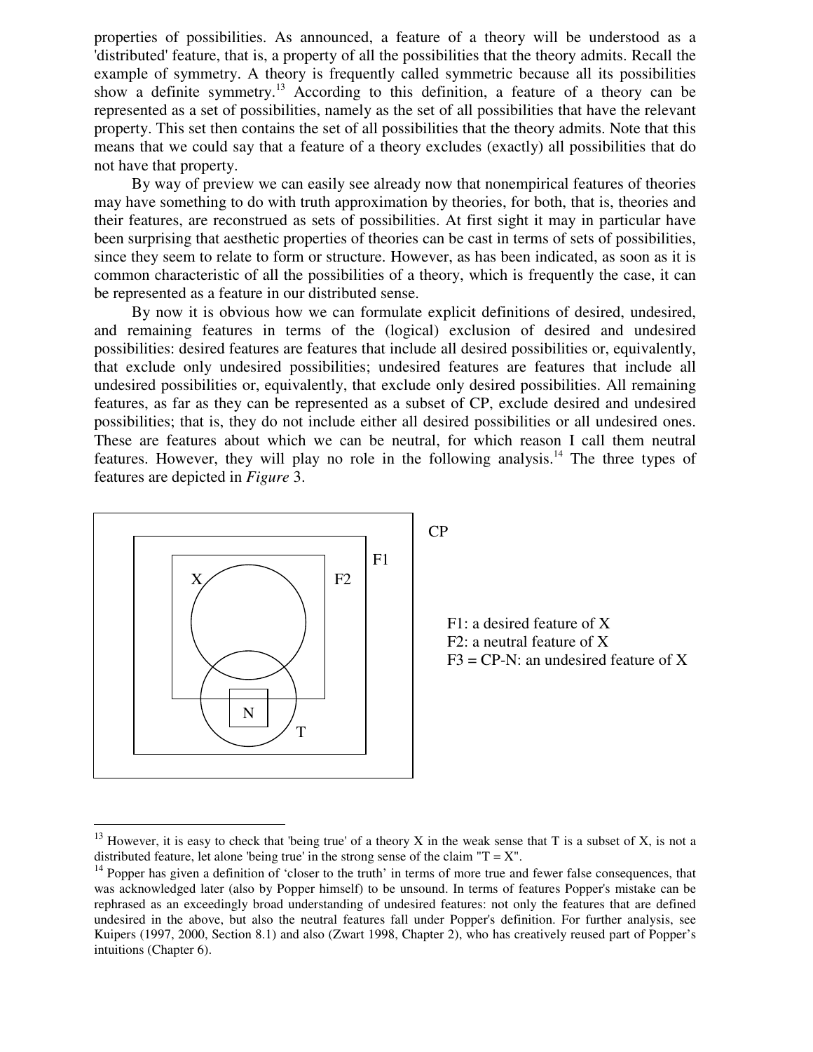properties of possibilities. As announced, a feature of a theory will be understood as a 'distributed' feature, that is, a property of all the possibilities that the theory admits. Recall the example of symmetry. A theory is frequently called symmetric because all its possibilities show a definite symmetry.[13] According to this definition, a feature of a theory can be represented as a set of possibilities, namely as the set of all possibilities that have the relevant property. This set then contains the set of all possibilities that the theory admits. Note that this means that we could say that a feature of a theory excludes (exactly) all possibilities that do not have that property.

By way of preview we can easily see already now that nonempirical features of theories may have something to do with truth approximation by theories, for both, that is, theories and their features, are reconstrued as sets of possibilities. At first sight it may in particular have been surprising that aesthetic properties of theories can be cast in terms of sets of possibilities, since they seem to relate to form or structure. However, as has been indicated, as soon as it is common characteristic of all the possibilities of a theory, which is frequently the case, it can be represented as a feature in our distributed sense.

By now it is obvious how we can formulate explicit definitions of desired, undesired, and remaining features in terms of the (logical) exclusion of desired and undesired possibilities: desired features are features that include all desired possibilities or, equivalently, that exclude only undesired possibilities; undesired features are features that include all undesired possibilities or, equivalently, that exclude only desired possibilities. All remaining features, as far as they can be represented as a subset of CP, exclude desired and undesired possibilities; that is, they do not include either all desired possibilities or all undesired ones. These are features about which we can be neutral, for which reason I call them neutral features. However, they will play no role in the following analysis.[14] The three types of features are depicted in *Figure* 3.

CP

F1

F2

X

N

T

F1: a desired feature of X
F2: a neutral feature of X
F3 = CP-N: an undesired feature of X

---

[13] However, it is easy to check that 'being true' of a theory X in the weak sense that T is a subset of X, is not a distributed feature, let alone 'being true' in the strong sense of the claim "T = X".

[14] Popper has given a definition of 'closer to the truth' in terms of more true and fewer false consequences, that was acknowledged later (also by Popper himself) to be unsound. In terms of features Popper's mistake can be rephrased as an exceedingly broad understanding of undesired features: not only the features that are defined undesired in the above, but also the neutral features fall under Popper's definition. For further analysis, see Kuipers (1997, 2000, Section 8.1) and also (Zwart 1998, Chapter 2), who has creatively reused part of Popper's intuitions (Chapter 6).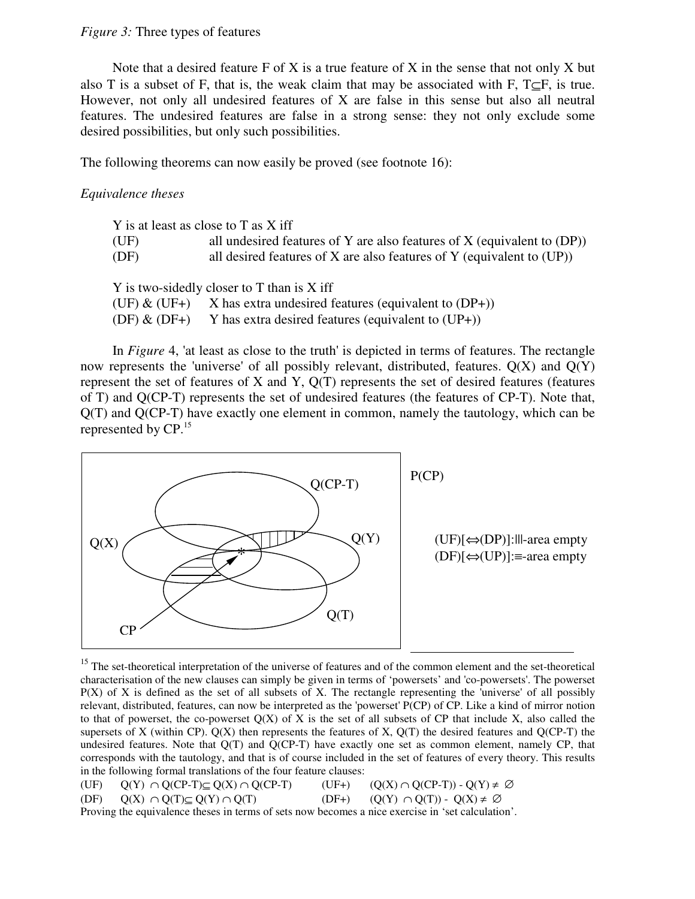*Figure 3:* Three types of features

Note that a desired feature F of X is a true feature of X in the sense that not only X but also T is a subset of F, that is, the weak claim that may be associated with F, $T \subseteq F$, is true. However, not only all undesired features of X are false in this sense but also all neutral features. The undesired features are false in a strong sense: they not only exclude some desired possibilities, but only such possibilities.

The following theorems can now easily be proved (see footnote 16):

*Equivalence theses*

Y is at least as close to T as X iff

(UF) all undesired features of Y are also features of X (equivalent to (DP))

(DF) all desired features of X are also features of Y (equivalent to (UP))

Y is two-sidedly closer to T than is X iff

(UF) & (UF+) X has extra undesired features (equivalent to (DP+))

(DF) & (DF+) Y has extra desired features (equivalent to (UP+))

In *Figure* 4, 'at least as close to the truth' is depicted in terms of features. The rectangle now represents the 'universe' of all possibly relevant, distributed, features. Q(X) and Q(Y) represent the set of features of X and Y, Q(T) represents the set of desired features (features of T) and Q(CP-T) represents the set of undesired features (the features of CP-T). Note that, Q(T) and Q(CP-T) have exactly one element in common, namely the tautology, which can be represented by CP.[15]

P(CP)

(UF)[⇔(DP)]:|||-area empty

(DF)[⇔(UP)]:≡-area empty

[15] The set-theoretical interpretation of the universe of features and of the common element and the set-theoretical characterisation of the new clauses can simply be given in terms of 'powersets' and 'co-powersets'. The powerset P(X) of X is defined as the set of all subsets of X. The rectangle representing the 'universe' of all possibly relevant, distributed, features, can now be interpreted as the 'powerset' P(CP) of CP. Like a kind of mirror notion to that of powerset, the co-powerset Q(X) of X is the set of all subsets of CP that include X, also called the supersets of X (within CP). Q(X) then represents the features of X, Q(T) the desired features and Q(CP-T) the undesired features. Note that Q(T) and Q(CP-T) have exactly one set as common element, namely CP, that corresponds with the tautology, and that is of course included in the set of features of every theory. This results in the following formal translations of the four feature clauses:

(UF) $Q(Y) \cap Q(CP\text{-}T) \subseteq Q(X) \cap Q(CP\text{-}T)$ (UF+) $(Q(X) \cap Q(CP\text{-}T)) - Q(Y) \neq \emptyset$

(DF) $Q(X) \cap Q(T) \subseteq Q(Y) \cap Q(T)$ (DF+) $(Q(Y) \cap Q(T)) - Q(X) \neq \emptyset$

Proving the equivalence theses in terms of sets now becomes a nice exercise in 'set calculation'.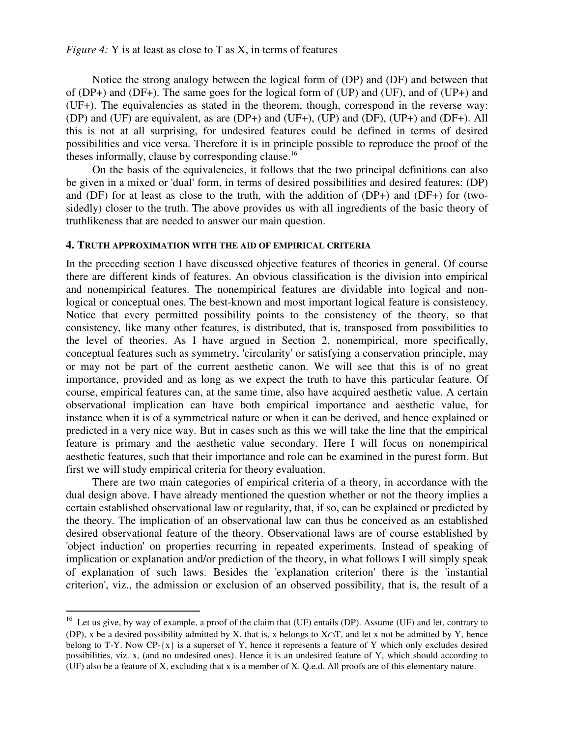*Figure 4:* Y is at least as close to T as X, in terms of features

Notice the strong analogy between the logical form of (DP) and (DF) and between that of (DP+) and (DF+). The same goes for the logical form of (UP) and (UF), and of (UP+) and (UF+). The equivalencies as stated in the theorem, though, correspond in the reverse way: (DP) and (UF) are equivalent, as are (DP+) and (UF+), (UP) and (DF), (UP+) and (DF+). All this is not at all surprising, for undesired features could be defined in terms of desired possibilities and vice versa. Therefore it is in principle possible to reproduce the proof of the theses informally, clause by corresponding clause.[16]

On the basis of the equivalencies, it follows that the two principal definitions can also be given in a mixed or 'dual' form, in terms of desired possibilities and desired features: (DP) and (DF) for at least as close to the truth, with the addition of (DP+) and (DF+) for (two-sidedly) closer to the truth. The above provides us with all ingredients of the basic theory of truthlikeness that are needed to answer our main question.

## 4. Truth approximation with the aid of empirical criteria

In the preceding section I have discussed objective features of theories in general. Of course there are different kinds of features. An obvious classification is the division into empirical and nonempirical features. The nonempirical features are dividable into logical and non-logical or conceptual ones. The best-known and most important logical feature is consistency. Notice that every permitted possibility points to the consistency of the theory, so that consistency, like many other features, is distributed, that is, transposed from possibilities to the level of theories. As I have argued in Section 2, nonempirical, more specifically, conceptual features such as symmetry, 'circularity' or satisfying a conservation principle, may or may not be part of the current aesthetic canon. We will see that this is of no great importance, provided and as long as we expect the truth to have this particular feature. Of course, empirical features can, at the same time, also have acquired aesthetic value. A certain observational implication can have both empirical importance and aesthetic value, for instance when it is of a symmetrical nature or when it can be derived, and hence explained or predicted in a very nice way. But in cases such as this we will take the line that the empirical feature is primary and the aesthetic value secondary. Here I will focus on nonempirical aesthetic features, such that their importance and role can be examined in the purest form. But first we will study empirical criteria for theory evaluation.

There are two main categories of empirical criteria of a theory, in accordance with the dual design above. I have already mentioned the question whether or not the theory implies a certain established observational law or regularity, that, if so, can be explained or predicted by the theory. The implication of an observational law can thus be conceived as an established desired observational feature of the theory. Observational laws are of course established by 'object induction' on properties recurring in repeated experiments. Instead of speaking of implication or explanation and/or prediction of the theory, in what follows I will simply speak of explanation of such laws. Besides the 'explanation criterion' there is the 'instantial criterion', viz., the admission or exclusion of an observed possibility, that is, the result of a

---

[16] Let us give, by way of example, a proof of the claim that (UF) entails (DP). Assume (UF) and let, contrary to (DP), x be a desired possibility admitted by X, that is, x belongs to $X \cap T$, and let x not be admitted by Y, hence belong to T-Y. Now CP-{x} is a superset of Y, hence it represents a feature of Y which only excludes desired possibilities, viz. x, (and no undesired ones). Hence it is an undesired feature of Y, which should according to (UF) also be a feature of X, excluding that x is a member of X. Q.e.d. All proofs are of this elementary nature.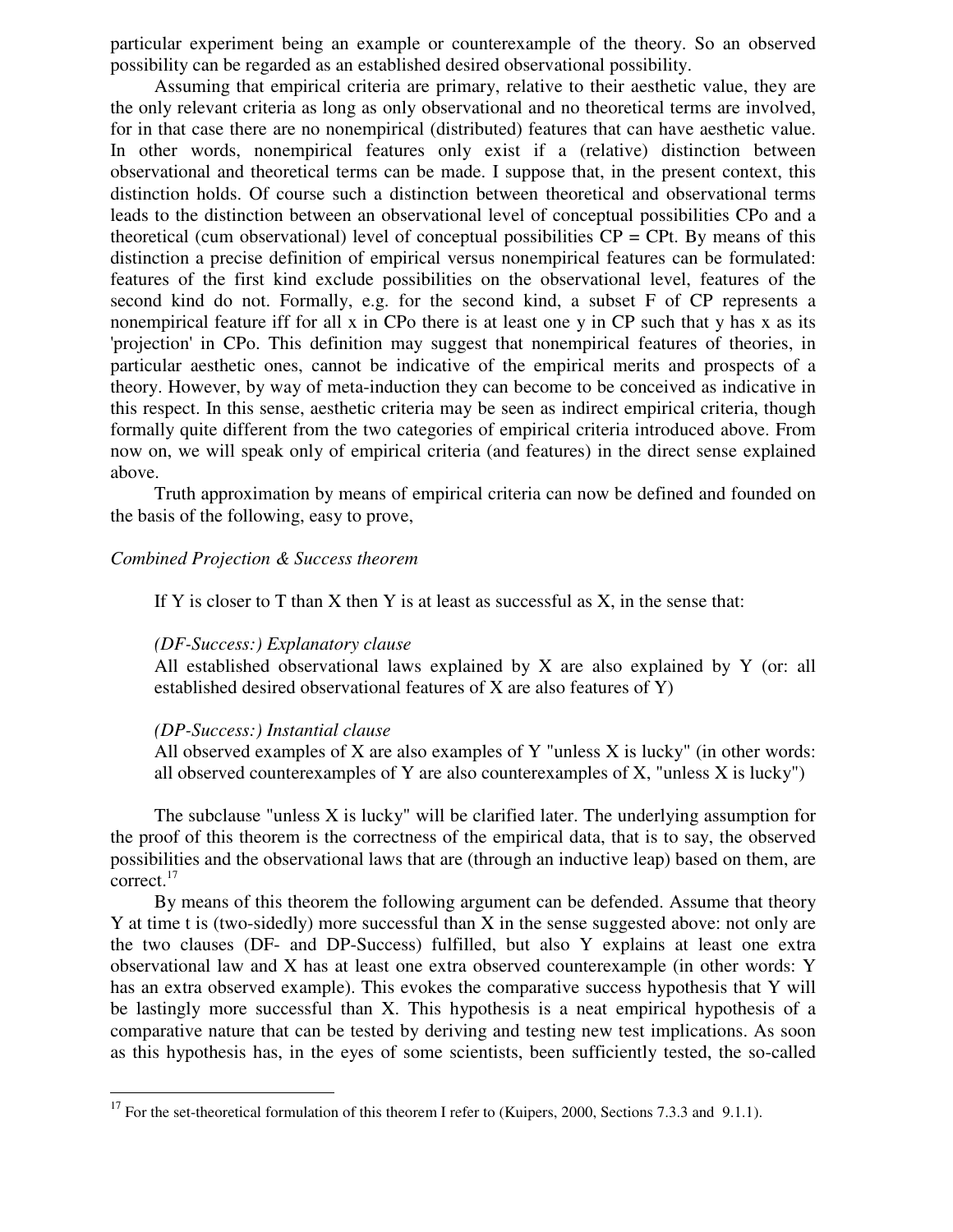particular experiment being an example or counterexample of the theory. So an observed possibility can be regarded as an established desired observational possibility.

Assuming that empirical criteria are primary, relative to their aesthetic value, they are the only relevant criteria as long as only observational and no theoretical terms are involved, for in that case there are no nonempirical (distributed) features that can have aesthetic value. In other words, nonempirical features only exist if a (relative) distinction between observational and theoretical terms can be made. I suppose that, in the present context, this distinction holds. Of course such a distinction between theoretical and observational terms leads to the distinction between an observational level of conceptual possibilities CPo and a theoretical (cum observational) level of conceptual possibilities CP = CPt. By means of this distinction a precise definition of empirical versus nonempirical features can be formulated: features of the first kind exclude possibilities on the observational level, features of the second kind do not. Formally, e.g. for the second kind, a subset F of CP represents a nonempirical feature iff for all x in CPo there is at least one y in CP such that y has x as its 'projection' in CPo. This definition may suggest that nonempirical features of theories, in particular aesthetic ones, cannot be indicative of the empirical merits and prospects of a theory. However, by way of meta-induction they can become to be conceived as indicative in this respect. In this sense, aesthetic criteria may be seen as indirect empirical criteria, though formally quite different from the two categories of empirical criteria introduced above. From now on, we will speak only of empirical criteria (and features) in the direct sense explained above.

Truth approximation by means of empirical criteria can now be defined and founded on the basis of the following, easy to prove,

*Combined Projection & Success theorem*

If Y is closer to T than X then Y is at least as successful as X, in the sense that:

*(DF-Success:) Explanatory clause*
All established observational laws explained by X are also explained by Y (or: all established desired observational features of X are also features of Y)

*(DP-Success:) Instantial clause*
All observed examples of X are also examples of Y "unless X is lucky" (in other words: all observed counterexamples of Y are also counterexamples of X, "unless X is lucky")

The subclause "unless X is lucky" will be clarified later. The underlying assumption for the proof of this theorem is the correctness of the empirical data, that is to say, the observed possibilities and the observational laws that are (through an inductive leap) based on them, are correct.[17]

By means of this theorem the following argument can be defended. Assume that theory Y at time t is (two-sidedly) more successful than X in the sense suggested above: not only are the two clauses (DF- and DP-Success) fulfilled, but also Y explains at least one extra observational law and X has at least one extra observed counterexample (in other words: Y has an extra observed example). This evokes the comparative success hypothesis that Y will be lastingly more successful than X. This hypothesis is a neat empirical hypothesis of a comparative nature that can be tested by deriving and testing new test implications. As soon as this hypothesis has, in the eyes of some scientists, been sufficiently tested, the so-called

[17] For the set-theoretical formulation of this theorem I refer to (Kuipers, 2000, Sections 7.3.3 and 9.1.1).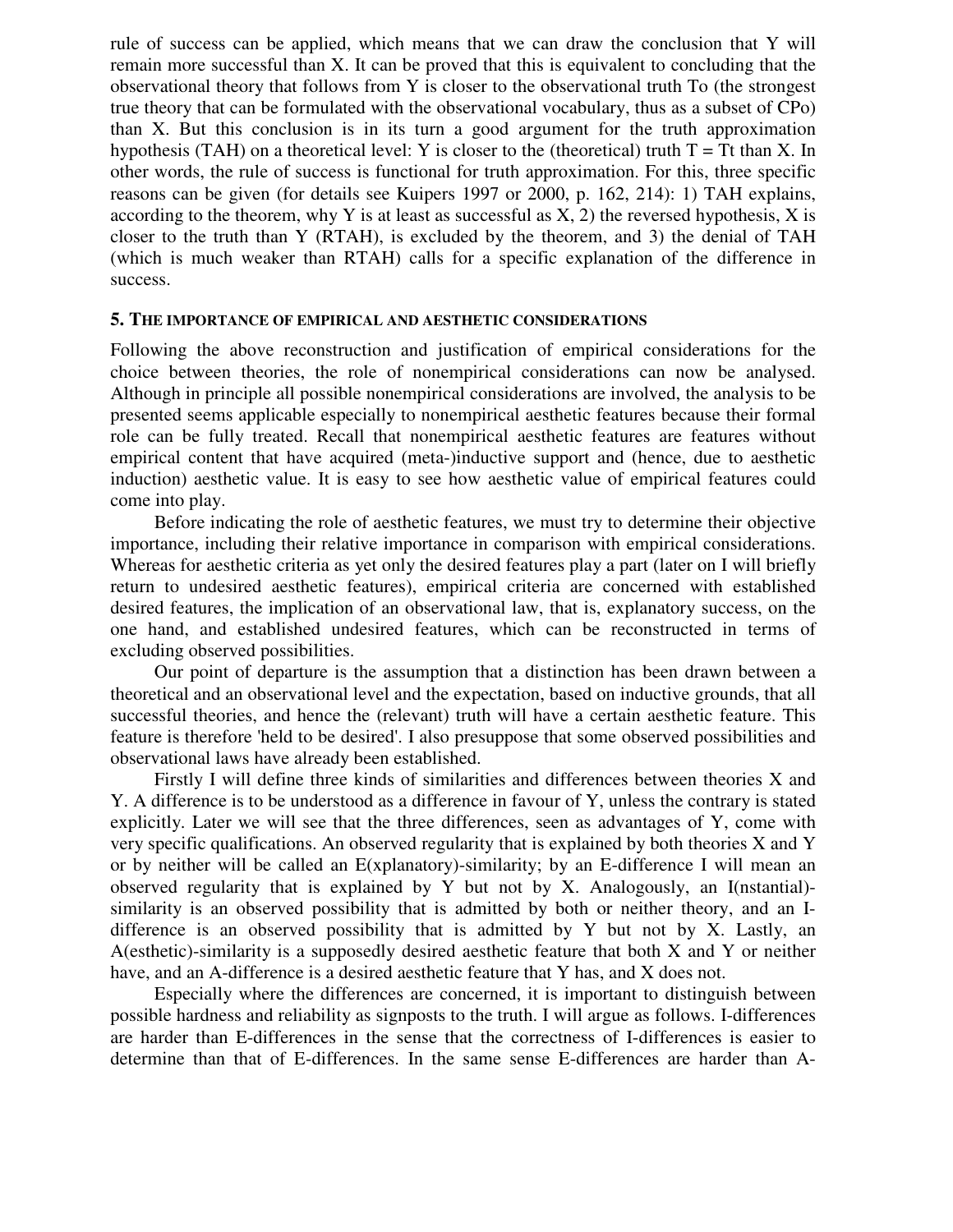rule of success can be applied, which means that we can draw the conclusion that Y will remain more successful than X. It can be proved that this is equivalent to concluding that the observational theory that follows from Y is closer to the observational truth To (the strongest true theory that can be formulated with the observational vocabulary, thus as a subset of CPo) than X. But this conclusion is in its turn a good argument for the truth approximation hypothesis (TAH) on a theoretical level: Y is closer to the (theoretical) truth T = Tt than X. In other words, the rule of success is functional for truth approximation. For this, three specific reasons can be given (for details see Kuipers 1997 or 2000, p. 162, 214): 1) TAH explains, according to the theorem, why Y is at least as successful as X, 2) the reversed hypothesis, X is closer to the truth than Y (RTAH), is excluded by the theorem, and 3) the denial of TAH (which is much weaker than RTAH) calls for a specific explanation of the difference in success.

## 5. THE IMPORTANCE OF EMPIRICAL AND AESTHETIC CONSIDERATIONS

Following the above reconstruction and justification of empirical considerations for the choice between theories, the role of nonempirical considerations can now be analysed. Although in principle all possible nonempirical considerations are involved, the analysis to be presented seems applicable especially to nonempirical aesthetic features because their formal role can be fully treated. Recall that nonempirical aesthetic features are features without empirical content that have acquired (meta-)inductive support and (hence, due to aesthetic induction) aesthetic value. It is easy to see how aesthetic value of empirical features could come into play.

Before indicating the role of aesthetic features, we must try to determine their objective importance, including their relative importance in comparison with empirical considerations. Whereas for aesthetic criteria as yet only the desired features play a part (later on I will briefly return to undesired aesthetic features), empirical criteria are concerned with established desired features, the implication of an observational law, that is, explanatory success, on the one hand, and established undesired features, which can be reconstructed in terms of excluding observed possibilities.

Our point of departure is the assumption that a distinction has been drawn between a theoretical and an observational level and the expectation, based on inductive grounds, that all successful theories, and hence the (relevant) truth will have a certain aesthetic feature. This feature is therefore 'held to be desired'. I also presuppose that some observed possibilities and observational laws have already been established.

Firstly I will define three kinds of similarities and differences between theories X and Y. A difference is to be understood as a difference in favour of Y, unless the contrary is stated explicitly. Later we will see that the three differences, seen as advantages of Y, come with very specific qualifications. An observed regularity that is explained by both theories X and Y or by neither will be called an E(xplanatory)-similarity; by an E-difference I will mean an observed regularity that is explained by Y but not by X. Analogously, an I(nstantial)-similarity is an observed possibility that is admitted by both or neither theory, and an I-difference is an observed possibility that is admitted by Y but not by X. Lastly, an A(esthetic)-similarity is a supposedly desired aesthetic feature that both X and Y or neither have, and an A-difference is a desired aesthetic feature that Y has, and X does not.

Especially where the differences are concerned, it is important to distinguish between possible hardness and reliability as signposts to the truth. I will argue as follows. I-differences are harder than E-differences in the sense that the correctness of I-differences is easier to determine than that of E-differences. In the same sense E-differences are harder than A-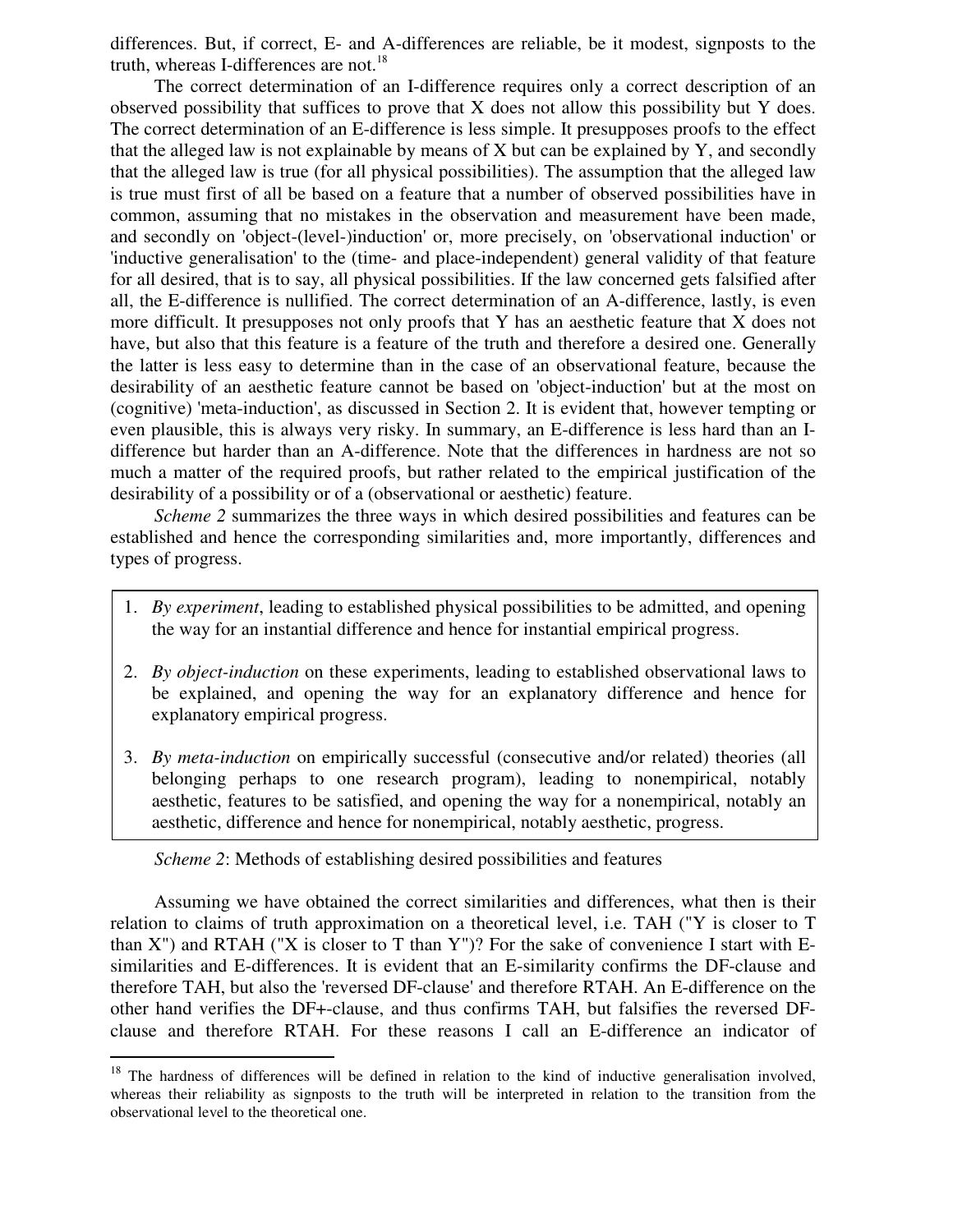differences. But, if correct, E- and A-differences are reliable, be it modest, signposts to the truth, whereas I-differences are not.[18]

The correct determination of an I-difference requires only a correct description of an observed possibility that suffices to prove that X does not allow this possibility but Y does. The correct determination of an E-difference is less simple. It presupposes proofs to the effect that the alleged law is not explainable by means of X but can be explained by Y, and secondly that the alleged law is true (for all physical possibilities). The assumption that the alleged law is true must first of all be based on a feature that a number of observed possibilities have in common, assuming that no mistakes in the observation and measurement have been made, and secondly on 'object-(level-)induction' or, more precisely, on 'observational induction' or 'inductive generalisation' to the (time- and place-independent) general validity of that feature for all desired, that is to say, all physical possibilities. If the law concerned gets falsified after all, the E-difference is nullified. The correct determination of an A-difference, lastly, is even more difficult. It presupposes not only proofs that Y has an aesthetic feature that X does not have, but also that this feature is a feature of the truth and therefore a desired one. Generally the latter is less easy to determine than in the case of an observational feature, because the desirability of an aesthetic feature cannot be based on 'object-induction' but at the most on (cognitive) 'meta-induction', as discussed in Section 2. It is evident that, however tempting or even plausible, this is always very risky. In summary, an E-difference is less hard than an I-difference but harder than an A-difference. Note that the differences in hardness are not so much a matter of the required proofs, but rather related to the empirical justification of the desirability of a possibility or of a (observational or aesthetic) feature.

*Scheme 2* summarizes the three ways in which desired possibilities and features can be established and hence the corresponding similarities and, more importantly, differences and types of progress.

1. *By experiment*, leading to established physical possibilities to be admitted, and opening the way for an instantial difference and hence for instantial empirical progress.
2. *By object-induction* on these experiments, leading to established observational laws to be explained, and opening the way for an explanatory difference and hence for explanatory empirical progress.
3. *By meta-induction* on empirically successful (consecutive and/or related) theories (all belonging perhaps to one research program), leading to nonempirical, notably aesthetic, features to be satisfied, and opening the way for a nonempirical, notably an aesthetic, difference and hence for nonempirical, notably aesthetic, progress.

*Scheme 2*: Methods of establishing desired possibilities and features

Assuming we have obtained the correct similarities and differences, what then is their relation to claims of truth approximation on a theoretical level, i.e. TAH ("Y is closer to T than X") and RTAH ("X is closer to T than Y")? For the sake of convenience I start with E-similarities and E-differences. It is evident that an E-similarity confirms the DF-clause and therefore TAH, but also the 'reversed DF-clause' and therefore RTAH. An E-difference on the other hand verifies the DF+-clause, and thus confirms TAH, but falsifies the reversed DF-clause and therefore RTAH. For these reasons I call an E-difference an indicator of

[18] The hardness of differences will be defined in relation to the kind of inductive generalisation involved, whereas their reliability as signposts to the truth will be interpreted in relation to the transition from the observational level to the theoretical one.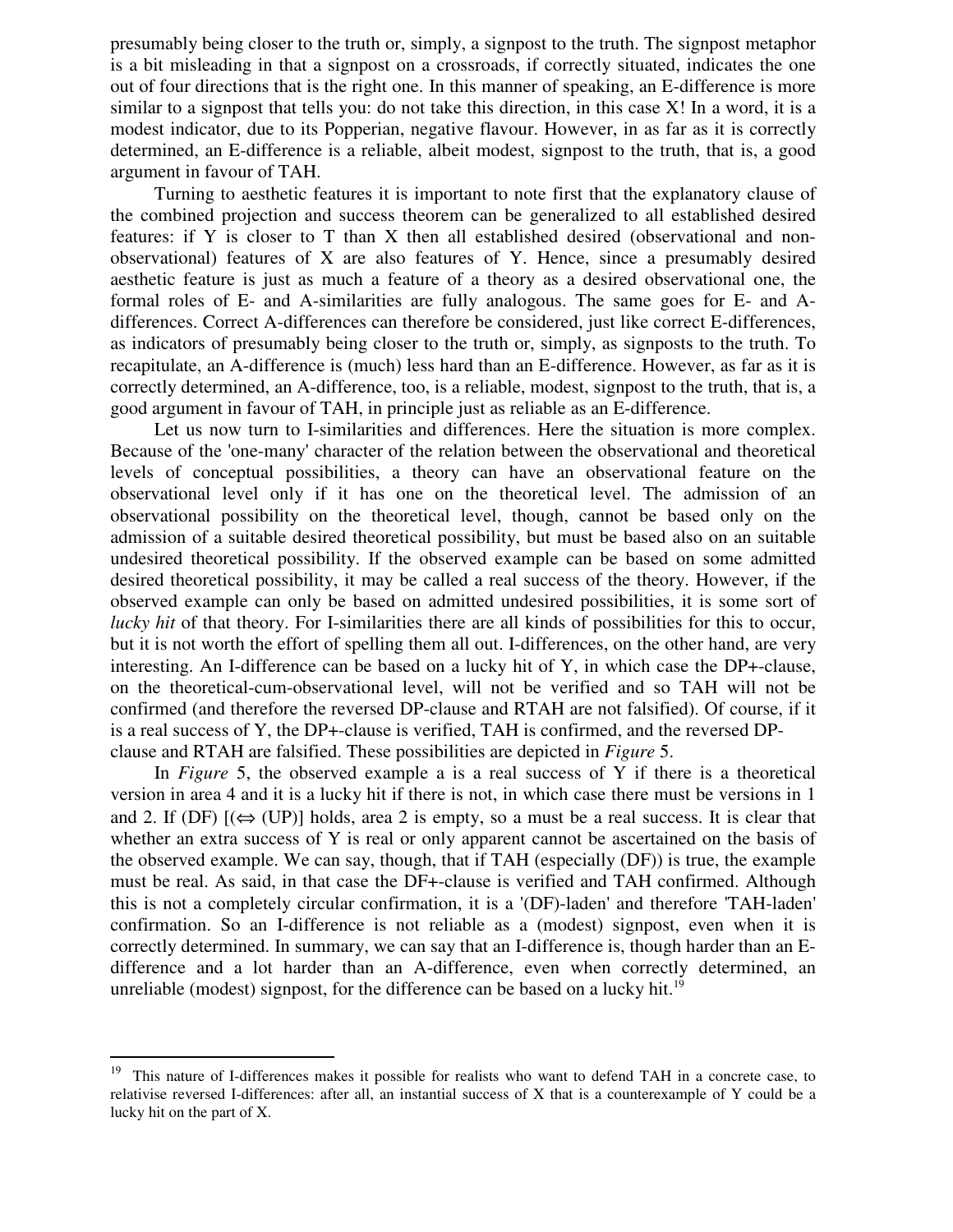presumably being closer to the truth or, simply, a signpost to the truth. The signpost metaphor is a bit misleading in that a signpost on a crossroads, if correctly situated, indicates the one out of four directions that is the right one. In this manner of speaking, an E-difference is more similar to a signpost that tells you: do not take this direction, in this case X! In a word, it is a modest indicator, due to its Popperian, negative flavour. However, in as far as it is correctly determined, an E-difference is a reliable, albeit modest, signpost to the truth, that is, a good argument in favour of TAH.

Turning to aesthetic features it is important to note first that the explanatory clause of the combined projection and success theorem can be generalized to all established desired features: if Y is closer to T than X then all established desired (observational and non-observational) features of X are also features of Y. Hence, since a presumably desired aesthetic feature is just as much a feature of a theory as a desired observational one, the formal roles of E- and A-similarities are fully analogous. The same goes for E- and A-differences. Correct A-differences can therefore be considered, just like correct E-differences, as indicators of presumably being closer to the truth or, simply, as signposts to the truth. To recapitulate, an A-difference is (much) less hard than an E-difference. However, as far as it is correctly determined, an A-difference, too, is a reliable, modest, signpost to the truth, that is, a good argument in favour of TAH, in principle just as reliable as an E-difference.

Let us now turn to I-similarities and differences. Here the situation is more complex. Because of the 'one-many' character of the relation between the observational and theoretical levels of conceptual possibilities, a theory can have an observational feature on the observational level only if it has one on the theoretical level. The admission of an observational possibility on the theoretical level, though, cannot be based only on the admission of a suitable desired theoretical possibility, but must be based also on an suitable undesired theoretical possibility. If the observed example can be based on some admitted desired theoretical possibility, it may be called a real success of the theory. However, if the observed example can only be based on admitted undesired possibilities, it is some sort of *lucky hit* of that theory. For I-similarities there are all kinds of possibilities for this to occur, but it is not worth the effort of spelling them all out. I-differences, on the other hand, are very interesting. An I-difference can be based on a lucky hit of Y, in which case the DP+-clause, on the theoretical-cum-observational level, will not be verified and so TAH will not be confirmed (and therefore the reversed DP-clause and RTAH are not falsified). Of course, if it is a real success of Y, the DP+-clause is verified, TAH is confirmed, and the reversed DP-clause and RTAH are falsified. These possibilities are depicted in *Figure* 5.

In *Figure* 5, the observed example a is a real success of Y if there is a theoretical version in area 4 and it is a lucky hit if there is not, in which case there must be versions in 1 and 2. If (DF) [(⇔ (UP)] holds, area 2 is empty, so a must be a real success. It is clear that whether an extra success of Y is real or only apparent cannot be ascertained on the basis of the observed example. We can say, though, that if TAH (especially (DF)) is true, the example must be real. As said, in that case the DF+-clause is verified and TAH confirmed. Although this is not a completely circular confirmation, it is a '(DF)-laden' and therefore 'TAH-laden' confirmation. So an I-difference is not reliable as a (modest) signpost, even when it is correctly determined. In summary, we can say that an I-difference is, though harder than an E-difference and a lot harder than an A-difference, even when correctly determined, an unreliable (modest) signpost, for the difference can be based on a lucky hit.[19]

---

[19] This nature of I-differences makes it possible for realists who want to defend TAH in a concrete case, to relativise reversed I-differences: after all, an instantial success of X that is a counterexample of Y could be a lucky hit on the part of X.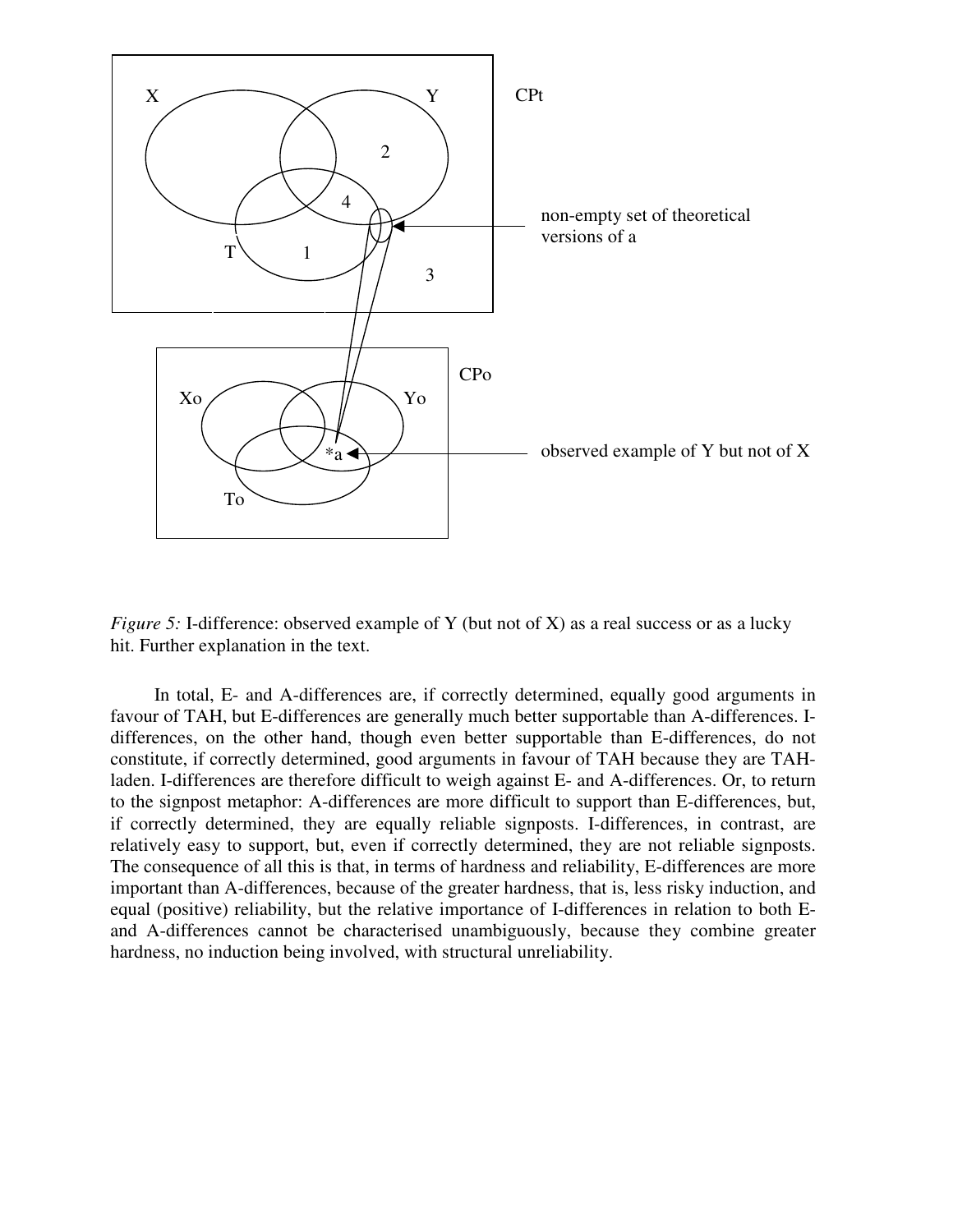*Figure 5:* I-difference: observed example of Y (but not of X) as a real success or as a lucky hit. Further explanation in the text.

In total, E- and A-differences are, if correctly determined, equally good arguments in favour of TAH, but E-differences are generally much better supportable than A-differences. I-differences, on the other hand, though even better supportable than E-differences, do not constitute, if correctly determined, good arguments in favour of TAH because they are TAH-laden. I-differences are therefore difficult to weigh against E- and A-differences. Or, to return to the signpost metaphor: A-differences are more difficult to support than E-differences, but, if correctly determined, they are equally reliable signposts. I-differences, in contrast, are relatively easy to support, but, even if correctly determined, they are not reliable signposts. The consequence of all this is that, in terms of hardness and reliability, E-differences are more important than A-differences, because of the greater hardness, that is, less risky induction, and equal (positive) reliability, but the relative importance of I-differences in relation to both E- and A-differences cannot be characterised unambiguously, because they combine greater hardness, no induction being involved, with structural unreliability.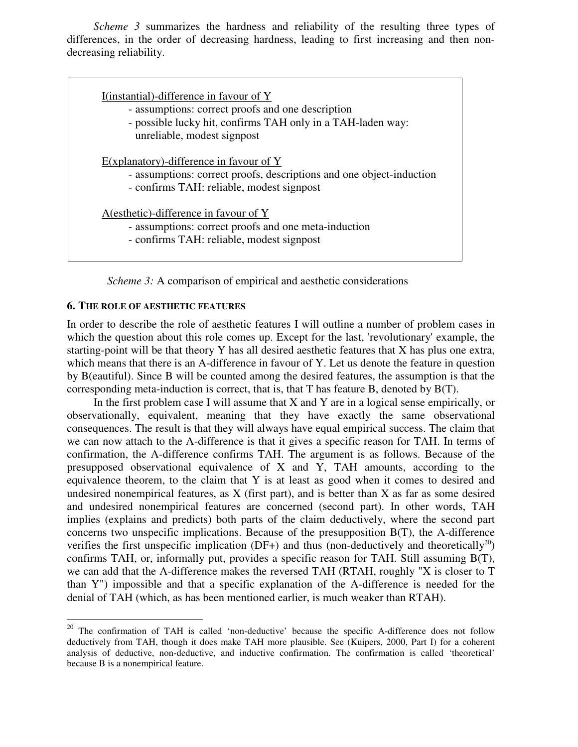*Scheme 3* summarizes the hardness and reliability of the resulting three types of differences, in the order of decreasing hardness, leading to first increasing and then non-decreasing reliability.

<u>I(nstantial)-difference in favour of Y</u>
- assumptions: correct proofs and one description
- possible lucky hit, confirms TAH only in a TAH-laden way: unreliable, modest signpost

<u>E(xplanatory)-difference in favour of Y</u>
- assumptions: correct proofs, descriptions and one object-induction
- confirms TAH: reliable, modest signpost

<u>A(esthetic)-difference in favour of Y</u>
- assumptions: correct proofs and one meta-induction
- confirms TAH: reliable, modest signpost

*Scheme 3:* A comparison of empirical and aesthetic considerations

## 6. THE ROLE OF AESTHETIC FEATURES

In order to describe the role of aesthetic features I will outline a number of problem cases in which the question about this role comes up. Except for the last, 'revolutionary' example, the starting-point will be that theory Y has all desired aesthetic features that X has plus one extra, which means that there is an A-difference in favour of Y. Let us denote the feature in question by B(eautiful). Since B will be counted among the desired features, the assumption is that the corresponding meta-induction is correct, that is, that T has feature B, denoted by B(T).

In the first problem case I will assume that X and Y are in a logical sense empirically, or observationally, equivalent, meaning that they have exactly the same observational consequences. The result is that they will always have equal empirical success. The claim that we can now attach to the A-difference is that it gives a specific reason for TAH. In terms of confirmation, the A-difference confirms TAH. The argument is as follows. Because of the presupposed observational equivalence of X and Y, TAH amounts, according to the equivalence theorem, to the claim that Y is at least as good when it comes to desired and undesired nonempirical features, as X (first part), and is better than X as far as some desired and undesired nonempirical features are concerned (second part). In other words, TAH implies (explains and predicts) both parts of the claim deductively, where the second part concerns two unspecific implications. Because of the presupposition B(T), the A-difference verifies the first unspecific implication (DF+) and thus (non-deductively and theoretically[20]) confirms TAH, or, informally put, provides a specific reason for TAH. Still assuming B(T), we can add that the A-difference makes the reversed TAH (RTAH, roughly "X is closer to T than Y") impossible and that a specific explanation of the A-difference is needed for the denial of TAH (which, as has been mentioned earlier, is much weaker than RTAH).

[20] The confirmation of TAH is called 'non-deductive' because the specific A-difference does not follow deductively from TAH, though it does make TAH more plausible. See (Kuipers, 2000, Part I) for a coherent analysis of deductive, non-deductive, and inductive confirmation. The confirmation is called 'theoretical' because B is a nonempirical feature.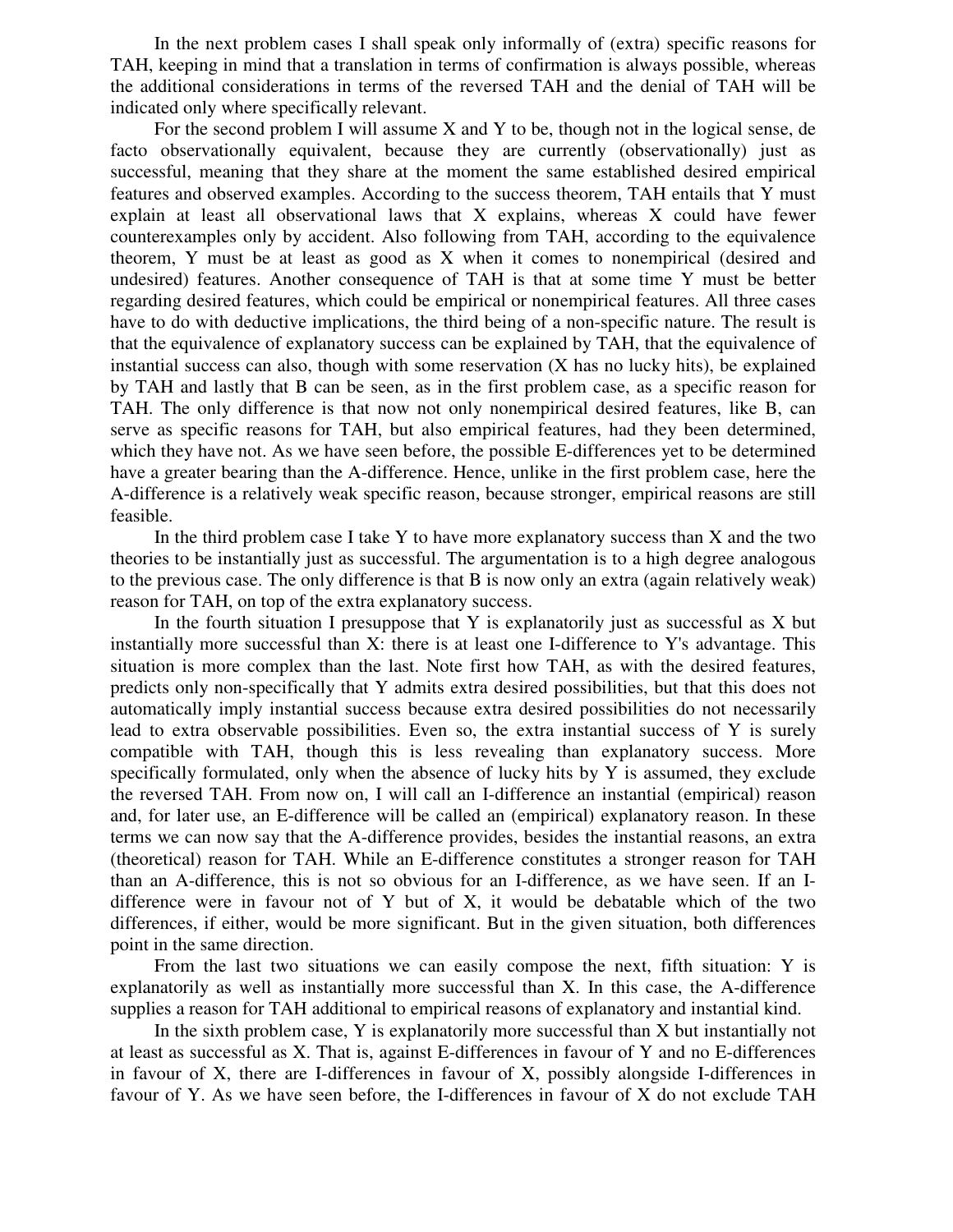In the next problem cases I shall speak only informally of (extra) specific reasons for TAH, keeping in mind that a translation in terms of confirmation is always possible, whereas the additional considerations in terms of the reversed TAH and the denial of TAH will be indicated only where specifically relevant.

For the second problem I will assume X and Y to be, though not in the logical sense, de facto observationally equivalent, because they are currently (observationally) just as successful, meaning that they share at the moment the same established desired empirical features and observed examples. According to the success theorem, TAH entails that Y must explain at least all observational laws that X explains, whereas X could have fewer counterexamples only by accident. Also following from TAH, according to the equivalence theorem, Y must be at least as good as X when it comes to nonempirical (desired and undesired) features. Another consequence of TAH is that at some time Y must be better regarding desired features, which could be empirical or nonempirical features. All three cases have to do with deductive implications, the third being of a non-specific nature. The result is that the equivalence of explanatory success can be explained by TAH, that the equivalence of instantial success can also, though with some reservation (X has no lucky hits), be explained by TAH and lastly that B can be seen, as in the first problem case, as a specific reason for TAH. The only difference is that now not only nonempirical desired features, like B, can serve as specific reasons for TAH, but also empirical features, had they been determined, which they have not. As we have seen before, the possible E-differences yet to be determined have a greater bearing than the A-difference. Hence, unlike in the first problem case, here the A-difference is a relatively weak specific reason, because stronger, empirical reasons are still feasible.

In the third problem case I take Y to have more explanatory success than X and the two theories to be instantially just as successful. The argumentation is to a high degree analogous to the previous case. The only difference is that B is now only an extra (again relatively weak) reason for TAH, on top of the extra explanatory success.

In the fourth situation I presuppose that Y is explanatorily just as successful as X but instantially more successful than X: there is at least one I-difference to Y's advantage. This situation is more complex than the last. Note first how TAH, as with the desired features, predicts only non-specifically that Y admits extra desired possibilities, but that this does not automatically imply instantial success because extra desired possibilities do not necessarily lead to extra observable possibilities. Even so, the extra instantial success of Y is surely compatible with TAH, though this is less revealing than explanatory success. More specifically formulated, only when the absence of lucky hits by Y is assumed, they exclude the reversed TAH. From now on, I will call an I-difference an instantial (empirical) reason and, for later use, an E-difference will be called an (empirical) explanatory reason. In these terms we can now say that the A-difference provides, besides the instantial reasons, an extra (theoretical) reason for TAH. While an E-difference constitutes a stronger reason for TAH than an A-difference, this is not so obvious for an I-difference, as we have seen. If an I-difference were in favour not of Y but of X, it would be debatable which of the two differences, if either, would be more significant. But in the given situation, both differences point in the same direction.

From the last two situations we can easily compose the next, fifth situation: Y is explanatorily as well as instantially more successful than X. In this case, the A-difference supplies a reason for TAH additional to empirical reasons of explanatory and instantial kind.

In the sixth problem case, Y is explanatorily more successful than X but instantially not at least as successful as X. That is, against E-differences in favour of Y and no E-differences in favour of X, there are I-differences in favour of X, possibly alongside I-differences in favour of Y. As we have seen before, the I-differences in favour of X do not exclude TAH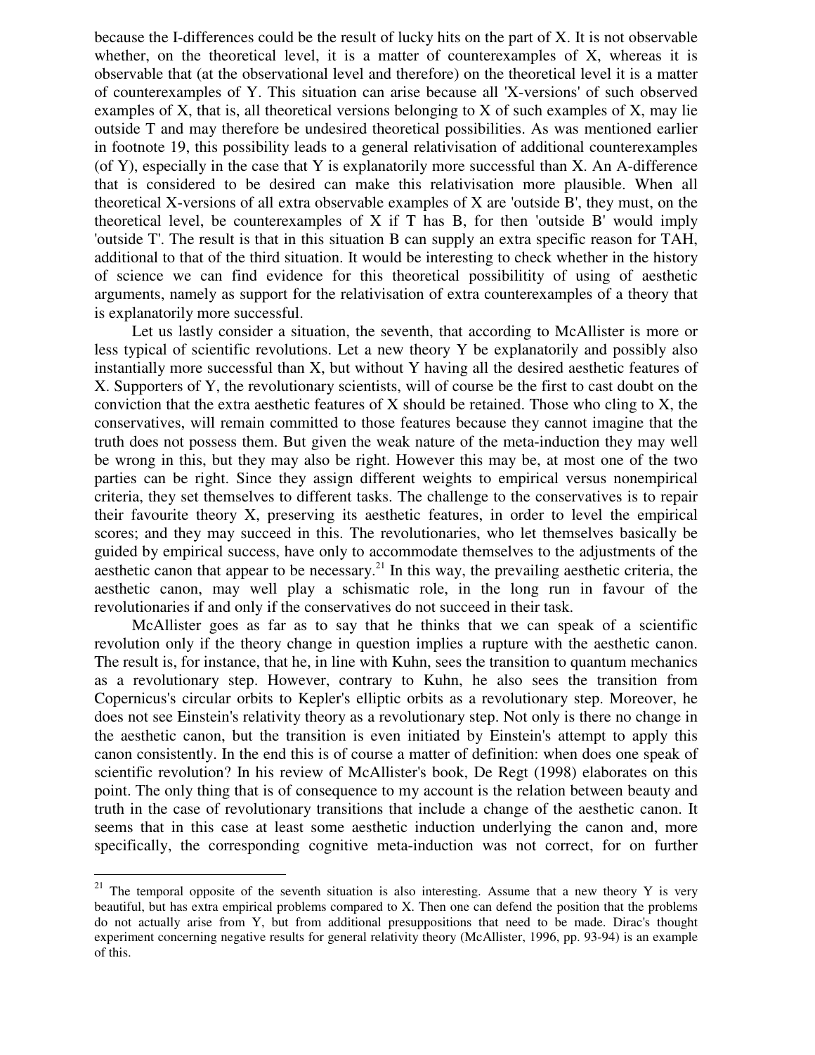because the I-differences could be the result of lucky hits on the part of X. It is not observable whether, on the theoretical level, it is a matter of counterexamples of X, whereas it is observable that (at the observational level and therefore) on the theoretical level it is a matter of counterexamples of Y. This situation can arise because all 'X-versions' of such observed examples of X, that is, all theoretical versions belonging to X of such examples of X, may lie outside T and may therefore be undesired theoretical possibilities. As was mentioned earlier in footnote 19, this possibility leads to a general relativisation of additional counterexamples (of Y), especially in the case that Y is explanatorily more successful than X. An A-difference that is considered to be desired can make this relativisation more plausible. When all theoretical X-versions of all extra observable examples of X are 'outside B', they must, on the theoretical level, be counterexamples of X if T has B, for then 'outside B' would imply 'outside T'. The result is that in this situation B can supply an extra specific reason for TAH, additional to that of the third situation. It would be interesting to check whether in the history of science we can find evidence for this theoretical possibilitity of using of aesthetic arguments, namely as support for the relativisation of extra counterexamples of a theory that is explanatorily more successful.

Let us lastly consider a situation, the seventh, that according to McAllister is more or less typical of scientific revolutions. Let a new theory Y be explanatorily and possibly also instantially more successful than X, but without Y having all the desired aesthetic features of X. Supporters of Y, the revolutionary scientists, will of course be the first to cast doubt on the conviction that the extra aesthetic features of X should be retained. Those who cling to X, the conservatives, will remain committed to those features because they cannot imagine that the truth does not possess them. But given the weak nature of the meta-induction they may well be wrong in this, but they may also be right. However this may be, at most one of the two parties can be right. Since they assign different weights to empirical versus nonempirical criteria, they set themselves to different tasks. The challenge to the conservatives is to repair their favourite theory X, preserving its aesthetic features, in order to level the empirical scores; and they may succeed in this. The revolutionaries, who let themselves basically be guided by empirical success, have only to accommodate themselves to the adjustments of the aesthetic canon that appear to be necessary.[21] In this way, the prevailing aesthetic criteria, the aesthetic canon, may well play a schismatic role, in the long run in favour of the revolutionaries if and only if the conservatives do not succeed in their task.

McAllister goes as far as to say that he thinks that we can speak of a scientific revolution only if the theory change in question implies a rupture with the aesthetic canon. The result is, for instance, that he, in line with Kuhn, sees the transition to quantum mechanics as a revolutionary step. However, contrary to Kuhn, he also sees the transition from Copernicus's circular orbits to Kepler's elliptic orbits as a revolutionary step. Moreover, he does not see Einstein's relativity theory as a revolutionary step. Not only is there no change in the aesthetic canon, but the transition is even initiated by Einstein's attempt to apply this canon consistently. In the end this is of course a matter of definition: when does one speak of scientific revolution? In his review of McAllister's book, De Regt (1998) elaborates on this point. The only thing that is of consequence to my account is the relation between beauty and truth in the case of revolutionary transitions that include a change of the aesthetic canon. It seems that in this case at least some aesthetic induction underlying the canon and, more specifically, the corresponding cognitive meta-induction was not correct, for on further

[21] The temporal opposite of the seventh situation is also interesting. Assume that a new theory Y is very beautiful, but has extra empirical problems compared to X. Then one can defend the position that the problems do not actually arise from Y, but from additional presuppositions that need to be made. Dirac's thought experiment concerning negative results for general relativity theory (McAllister, 1996, pp. 93-94) is an example of this.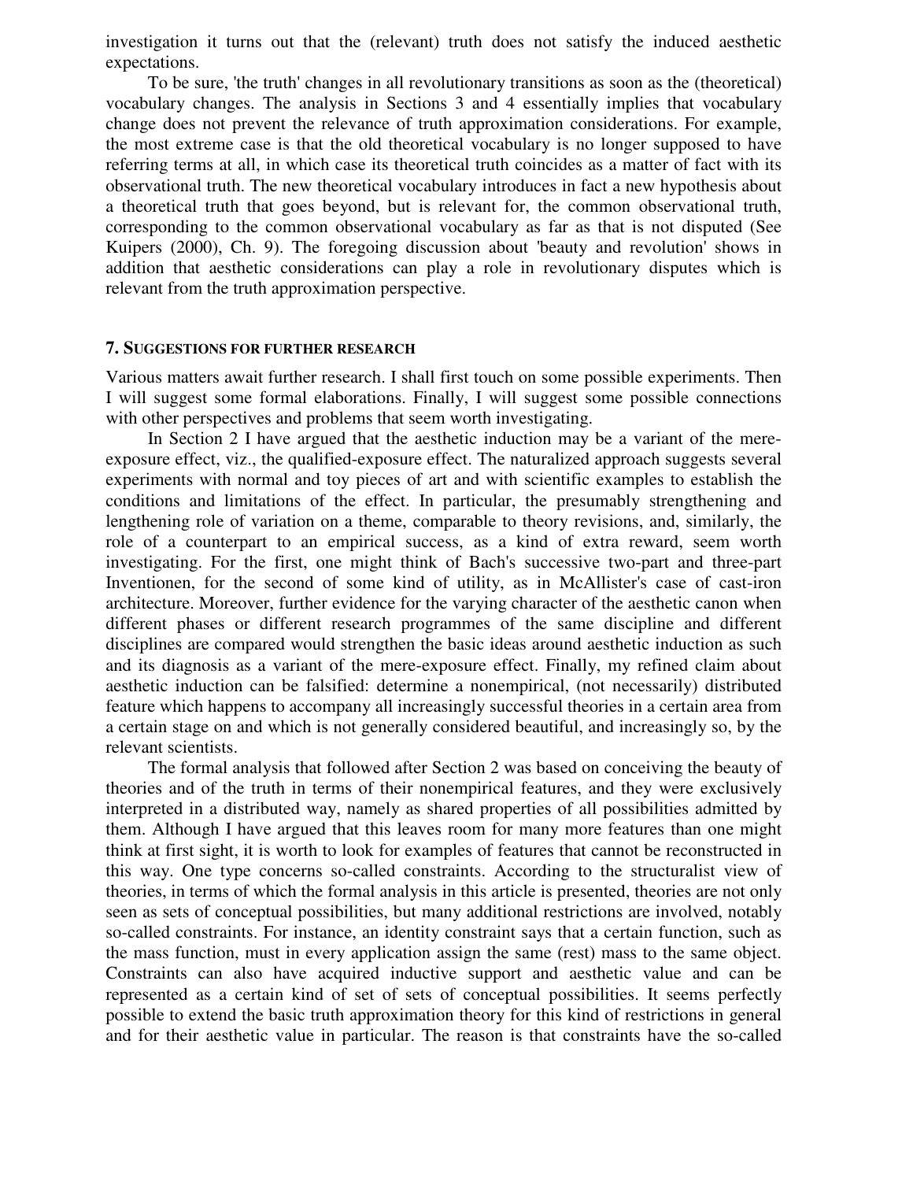investigation it turns out that the (relevant) truth does not satisfy the induced aesthetic expectations.

To be sure, 'the truth' changes in all revolutionary transitions as soon as the (theoretical) vocabulary changes. The analysis in Sections 3 and 4 essentially implies that vocabulary change does not prevent the relevance of truth approximation considerations. For example, the most extreme case is that the old theoretical vocabulary is no longer supposed to have referring terms at all, in which case its theoretical truth coincides as a matter of fact with its observational truth. The new theoretical vocabulary introduces in fact a new hypothesis about a theoretical truth that goes beyond, but is relevant for, the common observational truth, corresponding to the common observational vocabulary as far as that is not disputed (See Kuipers (2000), Ch. 9). The foregoing discussion about 'beauty and revolution' shows in addition that aesthetic considerations can play a role in revolutionary disputes which is relevant from the truth approximation perspective.

## 7. Suggestions for further research

Various matters await further research. I shall first touch on some possible experiments. Then I will suggest some formal elaborations. Finally, I will suggest some possible connections with other perspectives and problems that seem worth investigating.

In Section 2 I have argued that the aesthetic induction may be a variant of the mere-exposure effect, viz., the qualified-exposure effect. The naturalized approach suggests several experiments with normal and toy pieces of art and with scientific examples to establish the conditions and limitations of the effect. In particular, the presumably strengthening and lengthening role of variation on a theme, comparable to theory revisions, and, similarly, the role of a counterpart to an empirical success, as a kind of extra reward, seem worth investigating. For the first, one might think of Bach's successive two-part and three-part Inventionen, for the second of some kind of utility, as in McAllister's case of cast-iron architecture. Moreover, further evidence for the varying character of the aesthetic canon when different phases or different research programmes of the same discipline and different disciplines are compared would strengthen the basic ideas around aesthetic induction as such and its diagnosis as a variant of the mere-exposure effect. Finally, my refined claim about aesthetic induction can be falsified: determine a nonempirical, (not necessarily) distributed feature which happens to accompany all increasingly successful theories in a certain area from a certain stage on and which is not generally considered beautiful, and increasingly so, by the relevant scientists.

The formal analysis that followed after Section 2 was based on conceiving the beauty of theories and of the truth in terms of their nonempirical features, and they were exclusively interpreted in a distributed way, namely as shared properties of all possibilities admitted by them. Although I have argued that this leaves room for many more features than one might think at first sight, it is worth to look for examples of features that cannot be reconstructed in this way. One type concerns so-called constraints. According to the structuralist view of theories, in terms of which the formal analysis in this article is presented, theories are not only seen as sets of conceptual possibilities, but many additional restrictions are involved, notably so-called constraints. For instance, an identity constraint says that a certain function, such as the mass function, must in every application assign the same (rest) mass to the same object. Constraints can also have acquired inductive support and aesthetic value and can be represented as a certain kind of set of sets of conceptual possibilities. It seems perfectly possible to extend the basic truth approximation theory for this kind of restrictions in general and for their aesthetic value in particular. The reason is that constraints have the so-called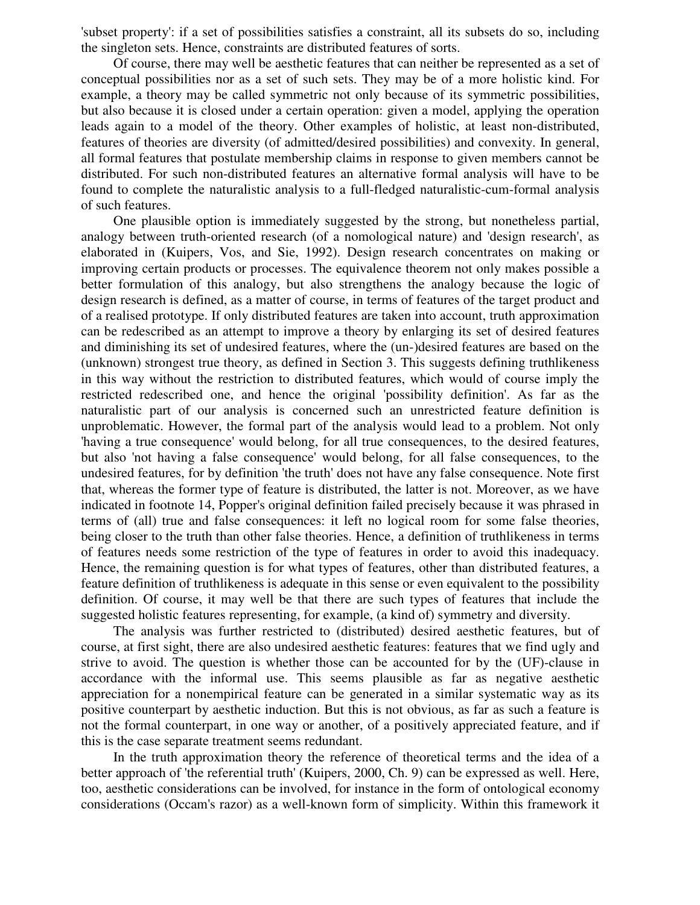'subset property': if a set of possibilities satisfies a constraint, all its subsets do so, including the singleton sets. Hence, constraints are distributed features of sorts.

Of course, there may well be aesthetic features that can neither be represented as a set of conceptual possibilities nor as a set of such sets. They may be of a more holistic kind. For example, a theory may be called symmetric not only because of its symmetric possibilities, but also because it is closed under a certain operation: given a model, applying the operation leads again to a model of the theory. Other examples of holistic, at least non-distributed, features of theories are diversity (of admitted/desired possibilities) and convexity. In general, all formal features that postulate membership claims in response to given members cannot be distributed. For such non-distributed features an alternative formal analysis will have to be found to complete the naturalistic analysis to a full-fledged naturalistic-cum-formal analysis of such features.

One plausible option is immediately suggested by the strong, but nonetheless partial, analogy between truth-oriented research (of a nomological nature) and 'design research', as elaborated in (Kuipers, Vos, and Sie, 1992). Design research concentrates on making or improving certain products or processes. The equivalence theorem not only makes possible a better formulation of this analogy, but also strengthens the analogy because the logic of design research is defined, as a matter of course, in terms of features of the target product and of a realised prototype. If only distributed features are taken into account, truth approximation can be redescribed as an attempt to improve a theory by enlarging its set of desired features and diminishing its set of undesired features, where the (un-)desired features are based on the (unknown) strongest true theory, as defined in Section 3. This suggests defining truthlikeness in this way without the restriction to distributed features, which would of course imply the restricted redescribed one, and hence the original 'possibility definition'. As far as the naturalistic part of our analysis is concerned such an unrestricted feature definition is unproblematic. However, the formal part of the analysis would lead to a problem. Not only 'having a true consequence' would belong, for all true consequences, to the desired features, but also 'not having a false consequence' would belong, for all false consequences, to the undesired features, for by definition 'the truth' does not have any false consequence. Note first that, whereas the former type of feature is distributed, the latter is not. Moreover, as we have indicated in footnote 14, Popper's original definition failed precisely because it was phrased in terms of (all) true and false consequences: it left no logical room for some false theories, being closer to the truth than other false theories. Hence, a definition of truthlikeness in terms of features needs some restriction of the type of features in order to avoid this inadequacy. Hence, the remaining question is for what types of features, other than distributed features, a feature definition of truthlikeness is adequate in this sense or even equivalent to the possibility definition. Of course, it may well be that there are such types of features that include the suggested holistic features representing, for example, (a kind of) symmetry and diversity.

The analysis was further restricted to (distributed) desired aesthetic features, but of course, at first sight, there are also undesired aesthetic features: features that we find ugly and strive to avoid. The question is whether those can be accounted for by the (UF)-clause in accordance with the informal use. This seems plausible as far as negative aesthetic appreciation for a nonempirical feature can be generated in a similar systematic way as its positive counterpart by aesthetic induction. But this is not obvious, as far as such a feature is not the formal counterpart, in one way or another, of a positively appreciated feature, and if this is the case separate treatment seems redundant.

In the truth approximation theory the reference of theoretical terms and the idea of a better approach of 'the referential truth' (Kuipers, 2000, Ch. 9) can be expressed as well. Here, too, aesthetic considerations can be involved, for instance in the form of ontological economy considerations (Occam's razor) as a well-known form of simplicity. Within this framework it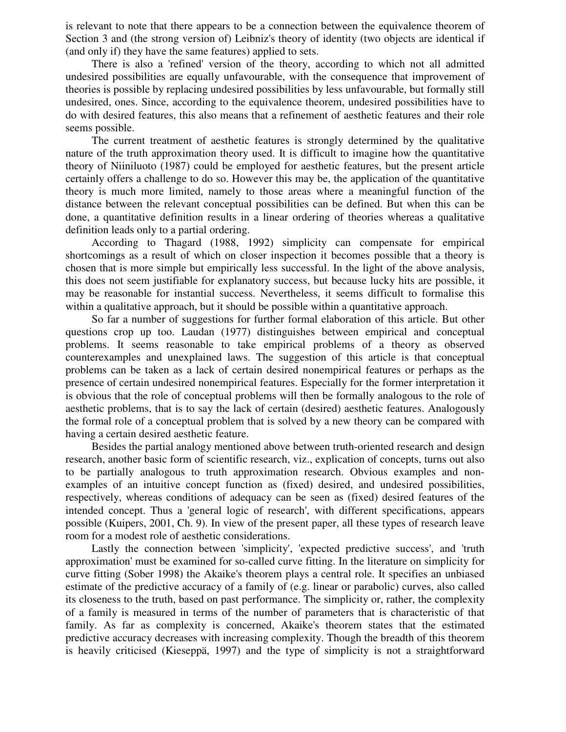is relevant to note that there appears to be a connection between the equivalence theorem of Section 3 and (the strong version of) Leibniz's theory of identity (two objects are identical if (and only if) they have the same features) applied to sets.

There is also a 'refined' version of the theory, according to which not all admitted undesired possibilities are equally unfavourable, with the consequence that improvement of theories is possible by replacing undesired possibilities by less unfavourable, but formally still undesired, ones. Since, according to the equivalence theorem, undesired possibilities have to do with desired features, this also means that a refinement of aesthetic features and their role seems possible.

The current treatment of aesthetic features is strongly determined by the qualitative nature of the truth approximation theory used. It is difficult to imagine how the quantitative theory of Niiniluoto (1987) could be employed for aesthetic features, but the present article certainly offers a challenge to do so. However this may be, the application of the quantitative theory is much more limited, namely to those areas where a meaningful function of the distance between the relevant conceptual possibilities can be defined. But when this can be done, a quantitative definition results in a linear ordering of theories whereas a qualitative definition leads only to a partial ordering.

According to Thagard (1988, 1992) simplicity can compensate for empirical shortcomings as a result of which on closer inspection it becomes possible that a theory is chosen that is more simple but empirically less successful. In the light of the above analysis, this does not seem justifiable for explanatory success, but because lucky hits are possible, it may be reasonable for instantial success. Nevertheless, it seems difficult to formalise this within a qualitative approach, but it should be possible within a quantitative approach.

So far a number of suggestions for further formal elaboration of this article. But other questions crop up too. Laudan (1977) distinguishes between empirical and conceptual problems. It seems reasonable to take empirical problems of a theory as observed counterexamples and unexplained laws. The suggestion of this article is that conceptual problems can be taken as a lack of certain desired nonempirical features or perhaps as the presence of certain undesired nonempirical features. Especially for the former interpretation it is obvious that the role of conceptual problems will then be formally analogous to the role of aesthetic problems, that is to say the lack of certain (desired) aesthetic features. Analogously the formal role of a conceptual problem that is solved by a new theory can be compared with having a certain desired aesthetic feature.

Besides the partial analogy mentioned above between truth-oriented research and design research, another basic form of scientific research, viz., explication of concepts, turns out also to be partially analogous to truth approximation research. Obvious examples and non-examples of an intuitive concept function as (fixed) desired, and undesired possibilities, respectively, whereas conditions of adequacy can be seen as (fixed) desired features of the intended concept. Thus a 'general logic of research', with different specifications, appears possible (Kuipers, 2001, Ch. 9). In view of the present paper, all these types of research leave room for a modest role of aesthetic considerations.

Lastly the connection between 'simplicity', 'expected predictive success', and 'truth approximation' must be examined for so-called curve fitting. In the literature on simplicity for curve fitting (Sober 1998) the Akaike's theorem plays a central role. It specifies an unbiased estimate of the predictive accuracy of a family of (e.g. linear or parabolic) curves, also called its closeness to the truth, based on past performance. The simplicity or, rather, the complexity of a family is measured in terms of the number of parameters that is characteristic of that family. As far as complexity is concerned, Akaike's theorem states that the estimated predictive accuracy decreases with increasing complexity. Though the breadth of this theorem is heavily criticised (Kieseppä, 1997) and the type of simplicity is not a straightforward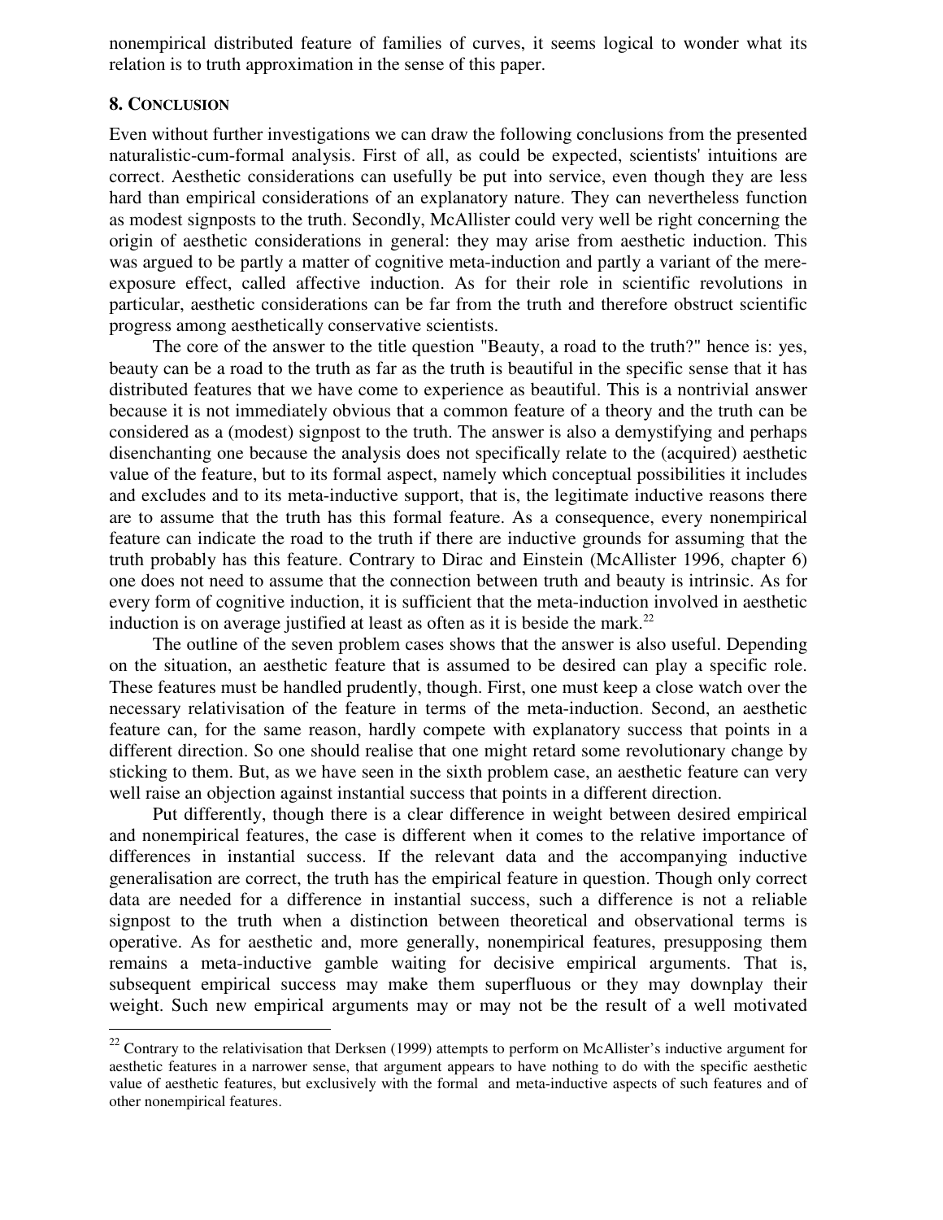nonempirical distributed feature of families of curves, it seems logical to wonder what its relation is to truth approximation in the sense of this paper.

## 8. Conclusion

Even without further investigations we can draw the following conclusions from the presented naturalistic-cum-formal analysis. First of all, as could be expected, scientists' intuitions are correct. Aesthetic considerations can usefully be put into service, even though they are less hard than empirical considerations of an explanatory nature. They can nevertheless function as modest signposts to the truth. Secondly, McAllister could very well be right concerning the origin of aesthetic considerations in general: they may arise from aesthetic induction. This was argued to be partly a matter of cognitive meta-induction and partly a variant of the mere-exposure effect, called affective induction. As for their role in scientific revolutions in particular, aesthetic considerations can be far from the truth and therefore obstruct scientific progress among aesthetically conservative scientists.

The core of the answer to the title question "Beauty, a road to the truth?" hence is: yes, beauty can be a road to the truth as far as the truth is beautiful in the specific sense that it has distributed features that we have come to experience as beautiful. This is a nontrivial answer because it is not immediately obvious that a common feature of a theory and the truth can be considered as a (modest) signpost to the truth. The answer is also a demystifying and perhaps disenchanting one because the analysis does not specifically relate to the (acquired) aesthetic value of the feature, but to its formal aspect, namely which conceptual possibilities it includes and excludes and to its meta-inductive support, that is, the legitimate inductive reasons there are to assume that the truth has this formal feature. As a consequence, every nonempirical feature can indicate the road to the truth if there are inductive grounds for assuming that the truth probably has this feature. Contrary to Dirac and Einstein (McAllister 1996, chapter 6) one does not need to assume that the connection between truth and beauty is intrinsic. As for every form of cognitive induction, it is sufficient that the meta-induction involved in aesthetic induction is on average justified at least as often as it is beside the mark.[22]

The outline of the seven problem cases shows that the answer is also useful. Depending on the situation, an aesthetic feature that is assumed to be desired can play a specific role. These features must be handled prudently, though. First, one must keep a close watch over the necessary relativisation of the feature in terms of the meta-induction. Second, an aesthetic feature can, for the same reason, hardly compete with explanatory success that points in a different direction. So one should realise that one might retard some revolutionary change by sticking to them. But, as we have seen in the sixth problem case, an aesthetic feature can very well raise an objection against instantial success that points in a different direction.

Put differently, though there is a clear difference in weight between desired empirical and nonempirical features, the case is different when it comes to the relative importance of differences in instantial success. If the relevant data and the accompanying inductive generalisation are correct, the truth has the empirical feature in question. Though only correct data are needed for a difference in instantial success, such a difference is not a reliable signpost to the truth when a distinction between theoretical and observational terms is operative. As for aesthetic and, more generally, nonempirical features, presupposing them remains a meta-inductive gamble waiting for decisive empirical arguments. That is, subsequent empirical success may make them superfluous or they may downplay their weight. Such new empirical arguments may or may not be the result of a well motivated

[22] Contrary to the relativisation that Derksen (1999) attempts to perform on McAllister's inductive argument for aesthetic features in a narrower sense, that argument appears to have nothing to do with the specific aesthetic value of aesthetic features, but exclusively with the formal and meta-inductive aspects of such features and of other nonempirical features.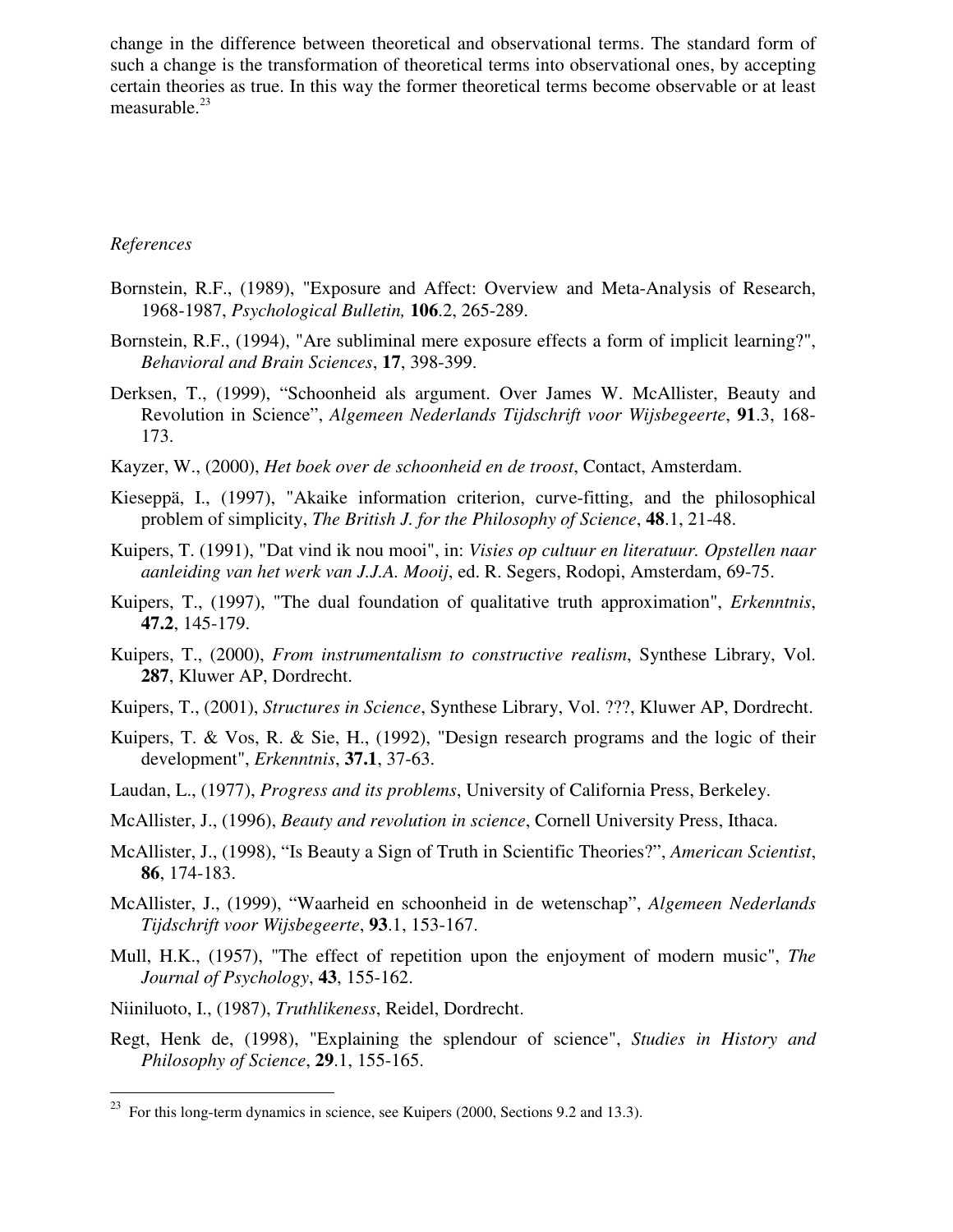change in the difference between theoretical and observational terms. The standard form of such a change is the transformation of theoretical terms into observational ones, by accepting certain theories as true. In this way the former theoretical terms become observable or at least measurable.[23]

*References*

Bornstein, R.F., (1989), "Exposure and Affect: Overview and Meta-Analysis of Research, 1968-1987, *Psychological Bulletin,* **106**.2, 265-289.

Bornstein, R.F., (1994), "Are subliminal mere exposure effects a form of implicit learning?", *Behavioral and Brain Sciences*, **17**, 398-399.

Derksen, T., (1999), "Schoonheid als argument. Over James W. McAllister, Beauty and Revolution in Science", *Algemeen Nederlands Tijdschrift voor Wijsbegeerte*, **91**.3, 168-173.

Kayzer, W., (2000), *Het boek over de schoonheid en de troost*, Contact, Amsterdam.

Kieseppä, I., (1997), "Akaike information criterion, curve-fitting, and the philosophical problem of simplicity, *The British J. for the Philosophy of Science*, **48**.1, 21-48.

Kuipers, T. (1991), "Dat vind ik nou mooi", in: *Visies op cultuur en literatuur. Opstellen naar aanleiding van het werk van J.J.A. Mooij*, ed. R. Segers, Rodopi, Amsterdam, 69-75.

Kuipers, T., (1997), "The dual foundation of qualitative truth approximation", *Erkenntnis*, **47.2**, 145-179.

Kuipers, T., (2000), *From instrumentalism to constructive realism*, Synthese Library, Vol. **287**, Kluwer AP, Dordrecht.

Kuipers, T., (2001), *Structures in Science*, Synthese Library, Vol. ???, Kluwer AP, Dordrecht.

Kuipers, T. & Vos, R. & Sie, H., (1992), "Design research programs and the logic of their development", *Erkenntnis*, **37.1**, 37-63.

Laudan, L., (1977), *Progress and its problems*, University of California Press, Berkeley.

McAllister, J., (1996), *Beauty and revolution in science*, Cornell University Press, Ithaca.

McAllister, J., (1998), "Is Beauty a Sign of Truth in Scientific Theories?", *American Scientist*, **86**, 174-183.

McAllister, J., (1999), "Waarheid en schoonheid in de wetenschap", *Algemeen Nederlands Tijdschrift voor Wijsbegeerte*, **93**.1, 153-167.

Mull, H.K., (1957), "The effect of repetition upon the enjoyment of modern music", *The Journal of Psychology*, **43**, 155-162.

Niiniluoto, I., (1987), *Truthlikeness*, Reidel, Dordrecht.

Regt, Henk de, (1998), "Explaining the splendour of science", *Studies in History and Philosophy of Science*, **29**.1, 155-165.

---

[23] For this long-term dynamics in science, see Kuipers (2000, Sections 9.2 and 13.3).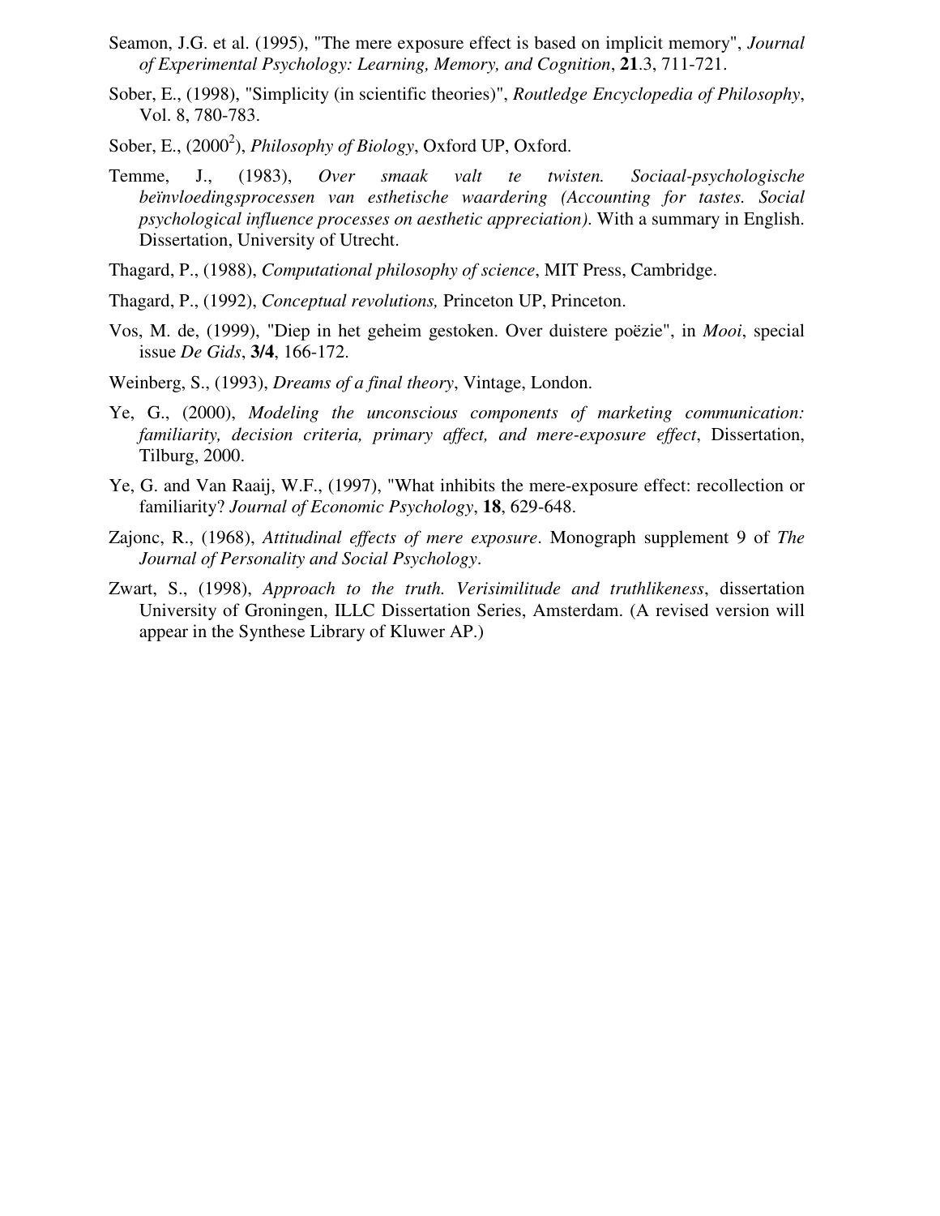Seamon, J.G. et al. (1995), "The mere exposure effect is based on implicit memory", *Journal of Experimental Psychology: Learning, Memory, and Cognition*, **21**.3, 711-721.

Sober, E., (1998), "Simplicity (in scientific theories)", *Routledge Encyclopedia of Philosophy*, Vol. 8, 780-783.

Sober, E., ($2000^2$), *Philosophy of Biology*, Oxford UP, Oxford.

Temme, J., (1983), *Over smaak valt te twisten. Sociaal-psychologische beïnvloedingsprocessen van esthetische waardering (Accounting for tastes. Social psychological influence processes on aesthetic appreciation).* With a summary in English. Dissertation, University of Utrecht.

Thagard, P., (1988), *Computational philosophy of science*, MIT Press, Cambridge.

Thagard, P., (1992), *Conceptual revolutions,* Princeton UP, Princeton.

Vos, M. de, (1999), "Diep in het geheim gestoken. Over duistere poëzie", in *Mooi*, special issue *De Gids*, **3/4**, 166-172.

Weinberg, S., (1993), *Dreams of a final theory*, Vintage, London.

Ye, G., (2000), *Modeling the unconscious components of marketing communication: familiarity, decision criteria, primary affect, and mere-exposure effect*, Dissertation, Tilburg, 2000.

Ye, G. and Van Raaij, W.F., (1997), "What inhibits the mere-exposure effect: recollection or familiarity? *Journal of Economic Psychology*, **18**, 629-648.

Zajonc, R., (1968), *Attitudinal effects of mere exposure*. Monograph supplement 9 of *The Journal of Personality and Social Psychology*.

Zwart, S., (1998), *Approach to the truth. Verisimilitude and truthlikeness*, dissertation University of Groningen, ILLC Dissertation Series, Amsterdam. (A revised version will appear in the Synthese Library of Kluwer AP.)